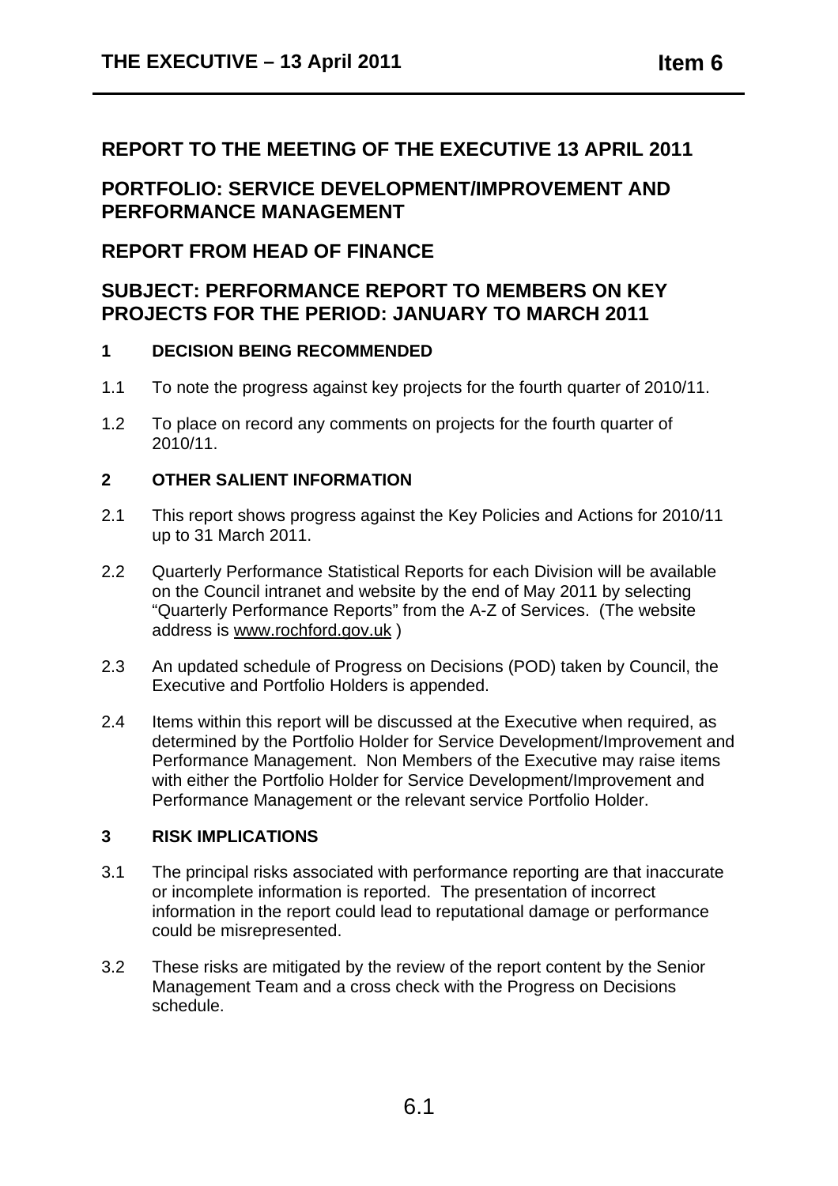## REPORT TO THE MEETING OF THE EXECUTIVE 13 APRIL 2011

## PORTFOLIO: SERVICE DEVELOPMENT/IMPROVEMENT AND PERFORMANCE MANAGEMENT

## REPORT FROM HEAD OF FINANCE

## SUBJECT: PERFORMANCE REPORT TO MEMBERS ON KEY PROJECTS FOR THE PERIOD: JANUARY TO MARCH 2011

### 1 DECISION BEING RECOMMENDED

1.1 To note the progress against key projects for the fourth quarter of 2010/11.

1.2 To place on record any comments on projects for the fourth quarter of 2010/11.

### 2 OTHER SALIENT INFORMATION

2.1 This report shows progress against the Key Policies and Actions for 2010/11 up to 31 March 2011.

2.2 Quarterly Performance Statistical Reports for each Division will be available on the Council intranet and website by the end of May 2011 by selecting "Quarterly Performance Reports" from the A-Z of Services. (The website address is www.rochford.gov.uk )

2.3 An updated schedule of Progress on Decisions (POD) taken by Council, the Executive and Portfolio Holders is appended.

2.4 Items within this report will be discussed at the Executive when required, as determined by the Portfolio Holder for Service Development/Improvement and Performance Management. Non Members of the Executive may raise items with either the Portfolio Holder for Service Development/Improvement and Performance Management or the relevant service Portfolio Holder.

### 3 RISK IMPLICATIONS

3.1 The principal risks associated with performance reporting are that inaccurate or incomplete information is reported. The presentation of incorrect information in the report could lead to reputational damage or performance could be misrepresented.

3.2 These risks are mitigated by the review of the report content by the Senior Management Team and a cross check with the Progress on Decisions schedule.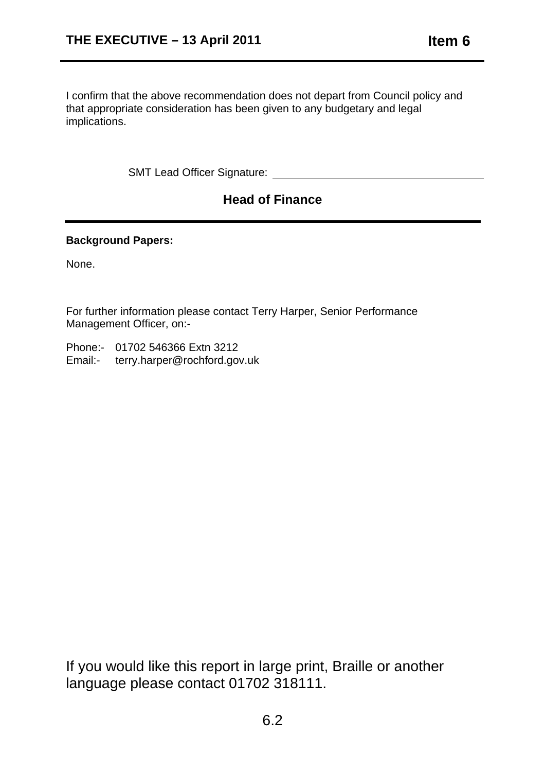I confirm that the above recommendation does not depart from Council policy and that appropriate consideration has been given to any budgetary and legal implications.

SMT Lead Officer Signature: ___________________________

**Head of Finance**

---

**Background Papers:**

None.

For further information please contact Terry Harper, Senior Performance Management Officer, on:-

Phone:- 01702 546366 Extn 3212
Email:- terry.harper@rochford.gov.uk

If you would like this report in large print, Braille or another language please contact 01702 318111.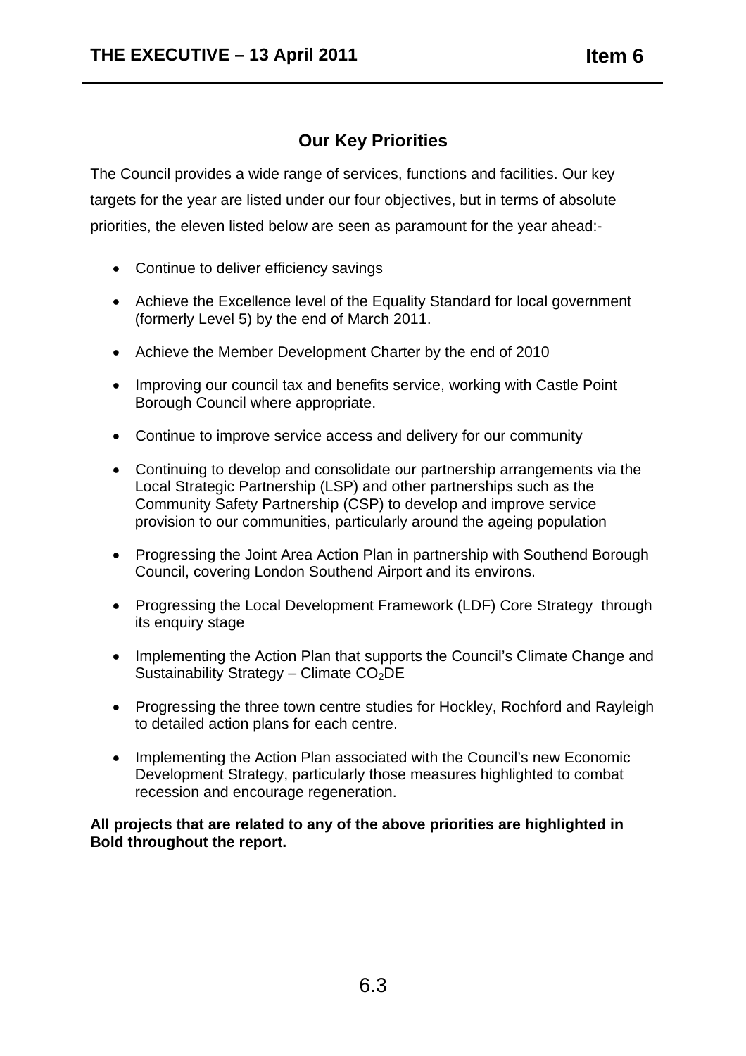## Our Key Priorities

The Council provides a wide range of services, functions and facilities. Our key targets for the year are listed under our four objectives, but in terms of absolute priorities, the eleven listed below are seen as paramount for the year ahead:-

- Continue to deliver efficiency savings
- Achieve the Excellence level of the Equality Standard for local government (formerly Level 5) by the end of March 2011.
- Achieve the Member Development Charter by the end of 2010
- Improving our council tax and benefits service, working with Castle Point Borough Council where appropriate.
- Continue to improve service access and delivery for our community
- Continuing to develop and consolidate our partnership arrangements via the Local Strategic Partnership (LSP) and other partnerships such as the Community Safety Partnership (CSP) to develop and improve service provision to our communities, particularly around the ageing population
- Progressing the Joint Area Action Plan in partnership with Southend Borough Council, covering London Southend Airport and its environs.
- Progressing the Local Development Framework (LDF) Core Strategy through its enquiry stage
- Implementing the Action Plan that supports the Council's Climate Change and Sustainability Strategy – Climate $CO_2$DE
- Progressing the three town centre studies for Hockley, Rochford and Rayleigh to detailed action plans for each centre.
- Implementing the Action Plan associated with the Council's new Economic Development Strategy, particularly those measures highlighted to combat recession and encourage regeneration.

**All projects that are related to any of the above priorities are highlighted in Bold throughout the report.**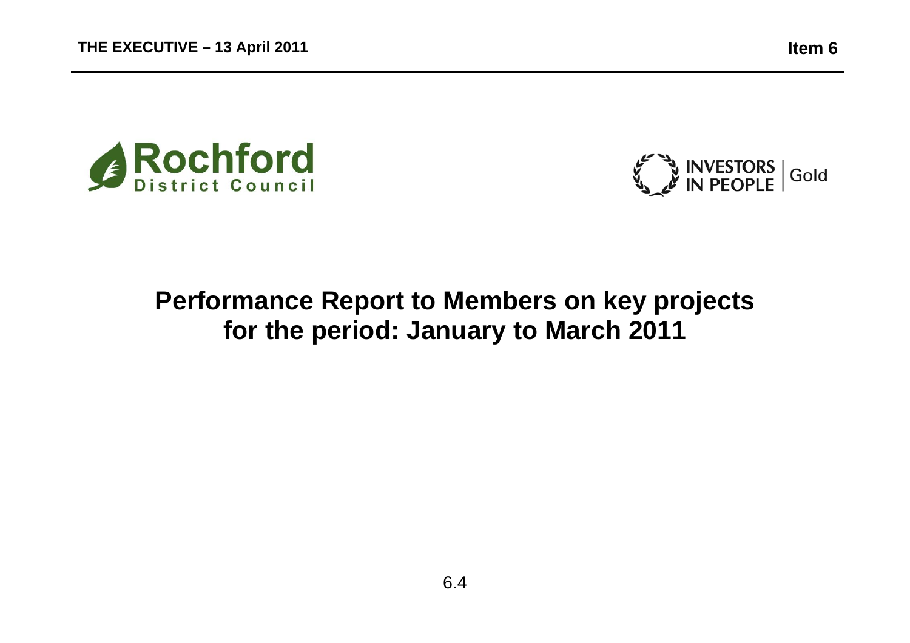Rochford District Council

INVESTORS IN PEOPLE | Gold

# Performance Report to Members on key projects for the period: January to March 2011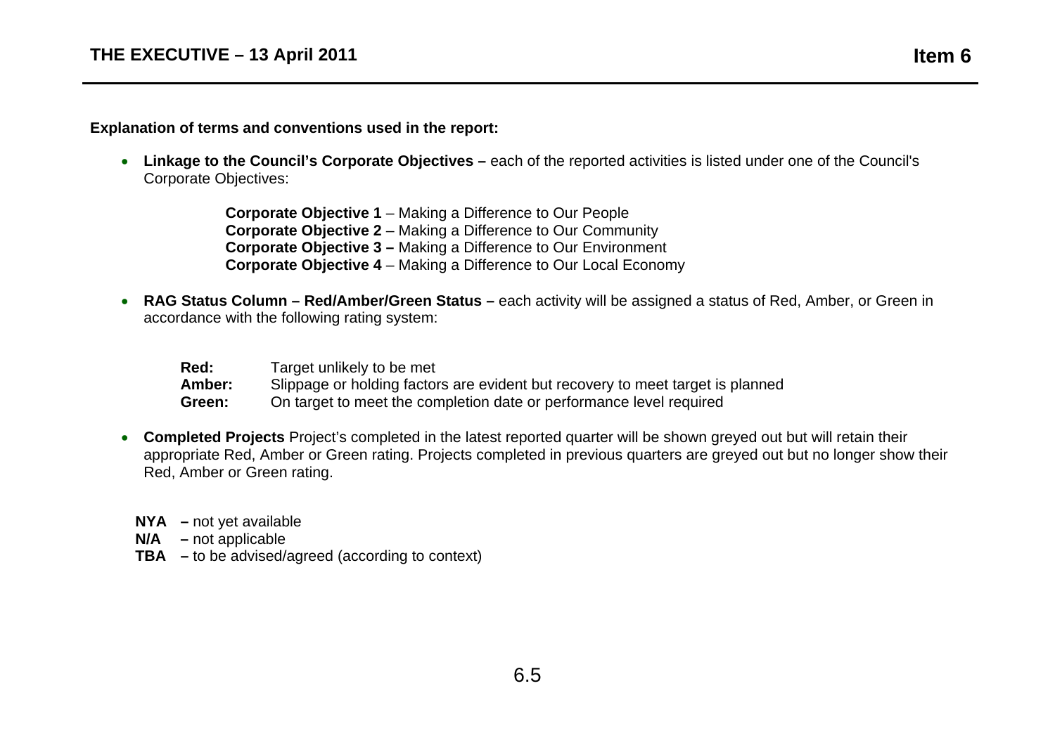**Explanation of terms and conventions used in the report:**

- **Linkage to the Council's Corporate Objectives –** each of the reported activities is listed under one of the Council's Corporate Objectives:

  **Corporate Objective 1** – Making a Difference to Our People
  **Corporate Objective 2** – Making a Difference to Our Community
  **Corporate Objective 3 –** Making a Difference to Our Environment
  **Corporate Objective 4** – Making a Difference to Our Local Economy

- **RAG Status Column – Red/Amber/Green Status –** each activity will be assigned a status of Red, Amber, or Green in accordance with the following rating system:

  **Red:** Target unlikely to be met
  **Amber:** Slippage or holding factors are evident but recovery to meet target is planned
  **Green:** On target to meet the completion date or performance level required

- **Completed Projects** Project's completed in the latest reported quarter will be shown greyed out but will retain their appropriate Red, Amber or Green rating. Projects completed in previous quarters are greyed out but no longer show their Red, Amber or Green rating.

**NYA –** not yet available
**N/A –** not applicable
**TBA –** to be advised/agreed (according to context)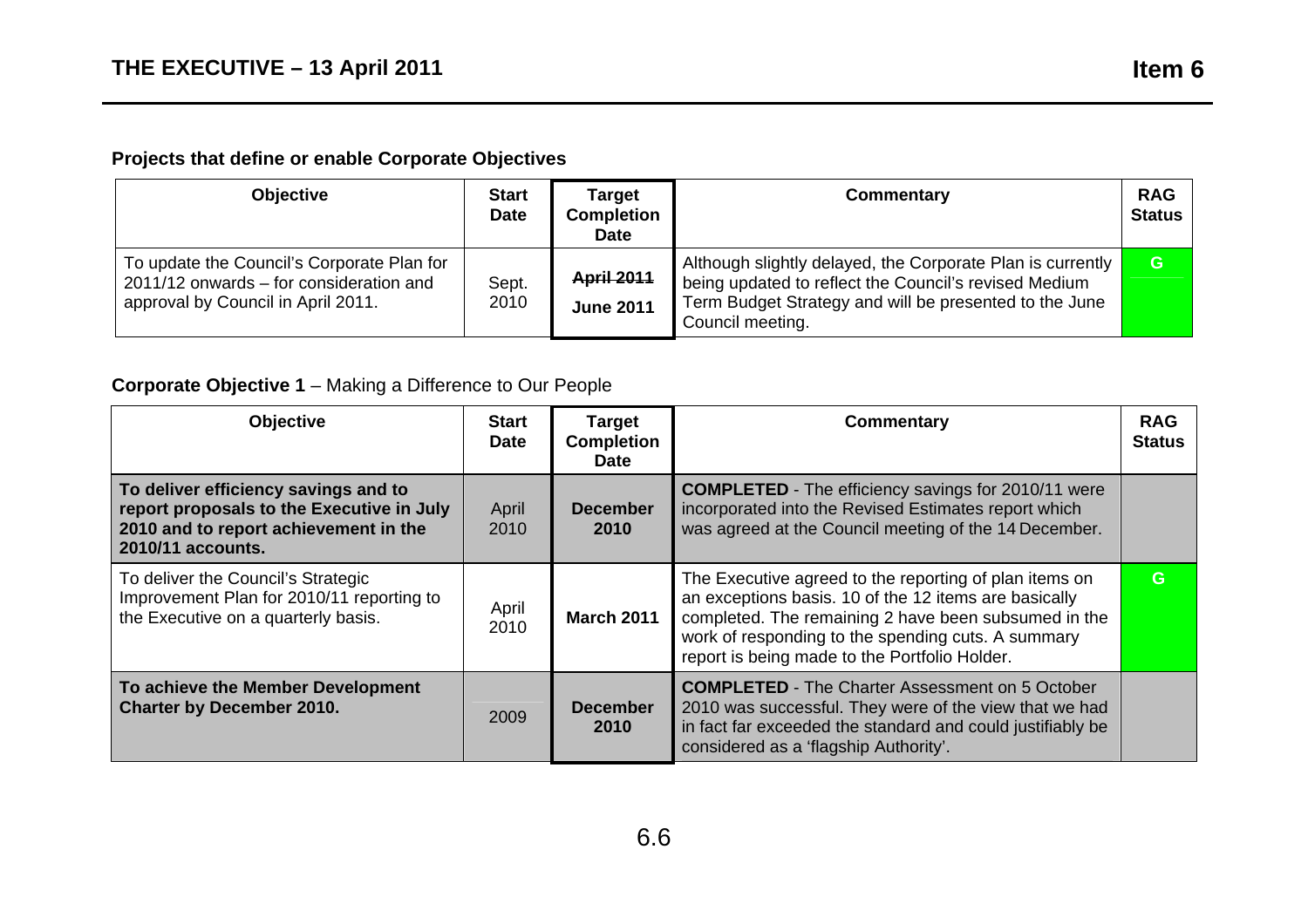### Projects that define or enable Corporate Objectives

| Objective | Start Date | Target Completion Date | Commentary | RAG Status |
|---|---|---|---|---|
| To update the Council's Corporate Plan for 2011/12 onwards – for consideration and approval by Council in April 2011. | Sept. 2010 | ~~April 2011~~ **June 2011** | Although slightly delayed, the Corporate Plan is currently being updated to reflect the Council's revised Medium Term Budget Strategy and will be presented to the June Council meeting. | G |

### Corporate Objective 1 – Making a Difference to Our People

| Objective | Start Date | Target Completion Date | Commentary | RAG Status |
|---|---|---|---|---|
| **To deliver efficiency savings and to report proposals to the Executive in July 2010 and to report achievement in the 2010/11 accounts.** | April 2010 | **December 2010** | **COMPLETED** - The efficiency savings for 2010/11 were incorporated into the Revised Estimates report which was agreed at the Council meeting of the 14 December. | |
| To deliver the Council's Strategic Improvement Plan for 2010/11 reporting to the Executive on a quarterly basis. | April 2010 | **March 2011** | The Executive agreed to the reporting of plan items on an exceptions basis. 10 of the 12 items are basically completed. The remaining 2 have been subsumed in the work of responding to the spending cuts. A summary report is being made to the Portfolio Holder. | G |
| **To achieve the Member Development Charter by December 2010.** | 2009 | **December 2010** | **COMPLETED** - The Charter Assessment on 5 October 2010 was successful. They were of the view that we had in fact far exceeded the standard and could justifiably be considered as a 'flagship Authority'. | |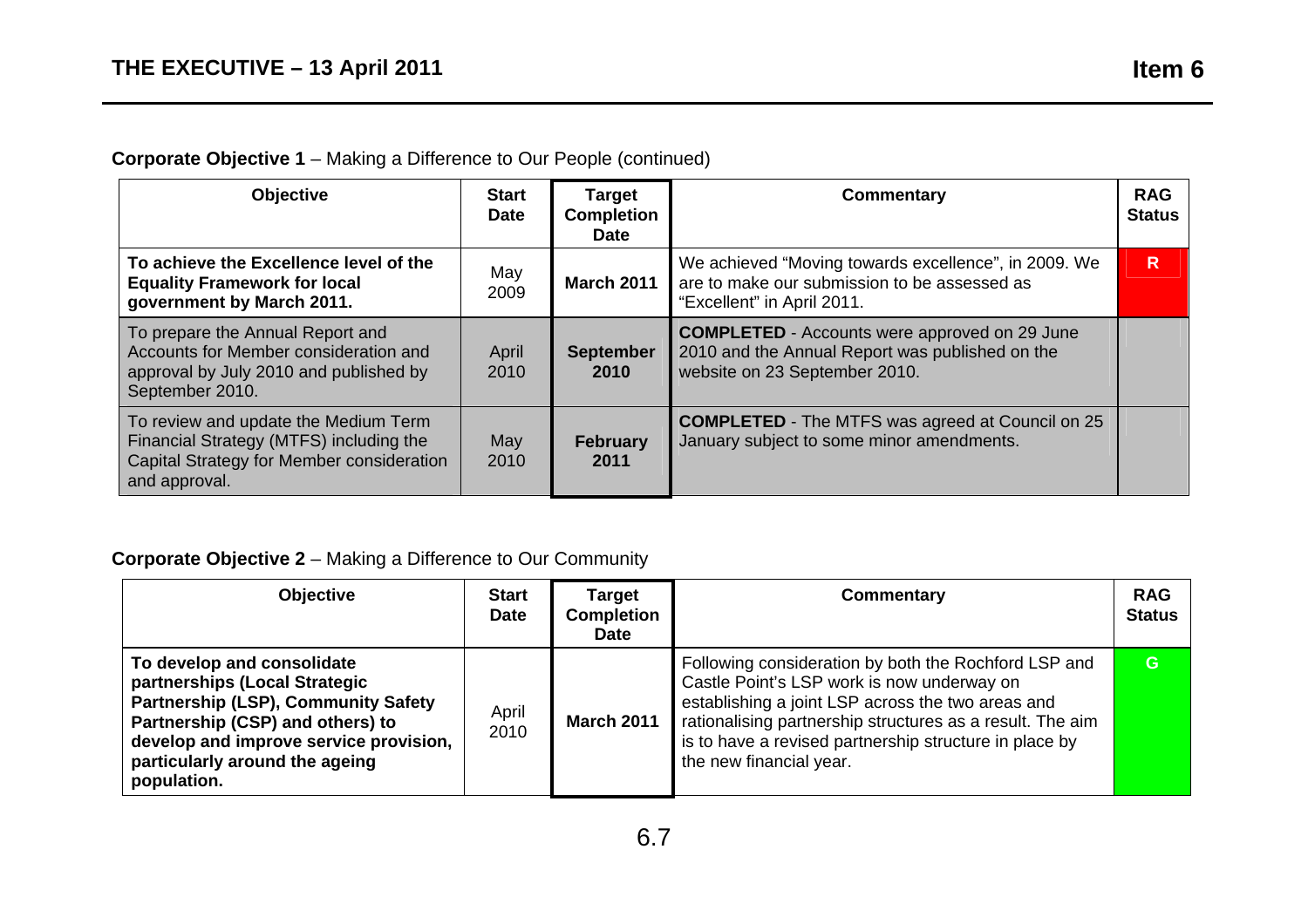**Corporate Objective 1** – Making a Difference to Our People (continued)

| Objective | Start Date | Target Completion Date | Commentary | RAG Status |
|---|---|---|---|---|
| **To achieve the Excellence level of the Equality Framework for local government by March 2011.** | May 2009 | **March 2011** | We achieved "Moving towards excellence", in 2009. We are to make our submission to be assessed as "Excellent" in April 2011. | R |
| To prepare the Annual Report and Accounts for Member consideration and approval by July 2010 and published by September 2010. | April 2010 | **September 2010** | **COMPLETED** - Accounts were approved on 29 June 2010 and the Annual Report was published on the website on 23 September 2010. | |
| To review and update the Medium Term Financial Strategy (MTFS) including the Capital Strategy for Member consideration and approval. | May 2010 | **February 2011** | **COMPLETED** - The MTFS was agreed at Council on 25 January subject to some minor amendments. | |

**Corporate Objective 2** – Making a Difference to Our Community

| Objective | Start Date | Target Completion Date | Commentary | RAG Status |
|---|---|---|---|---|
| **To develop and consolidate partnerships (Local Strategic Partnership (LSP), Community Safety Partnership (CSP) and others) to develop and improve service provision, particularly around the ageing population.** | April 2010 | **March 2011** | Following consideration by both the Rochford LSP and Castle Point's LSP work is now underway on establishing a joint LSP across the two areas and rationalising partnership structures as a result. The aim is to have a revised partnership structure in place by the new financial year. | G |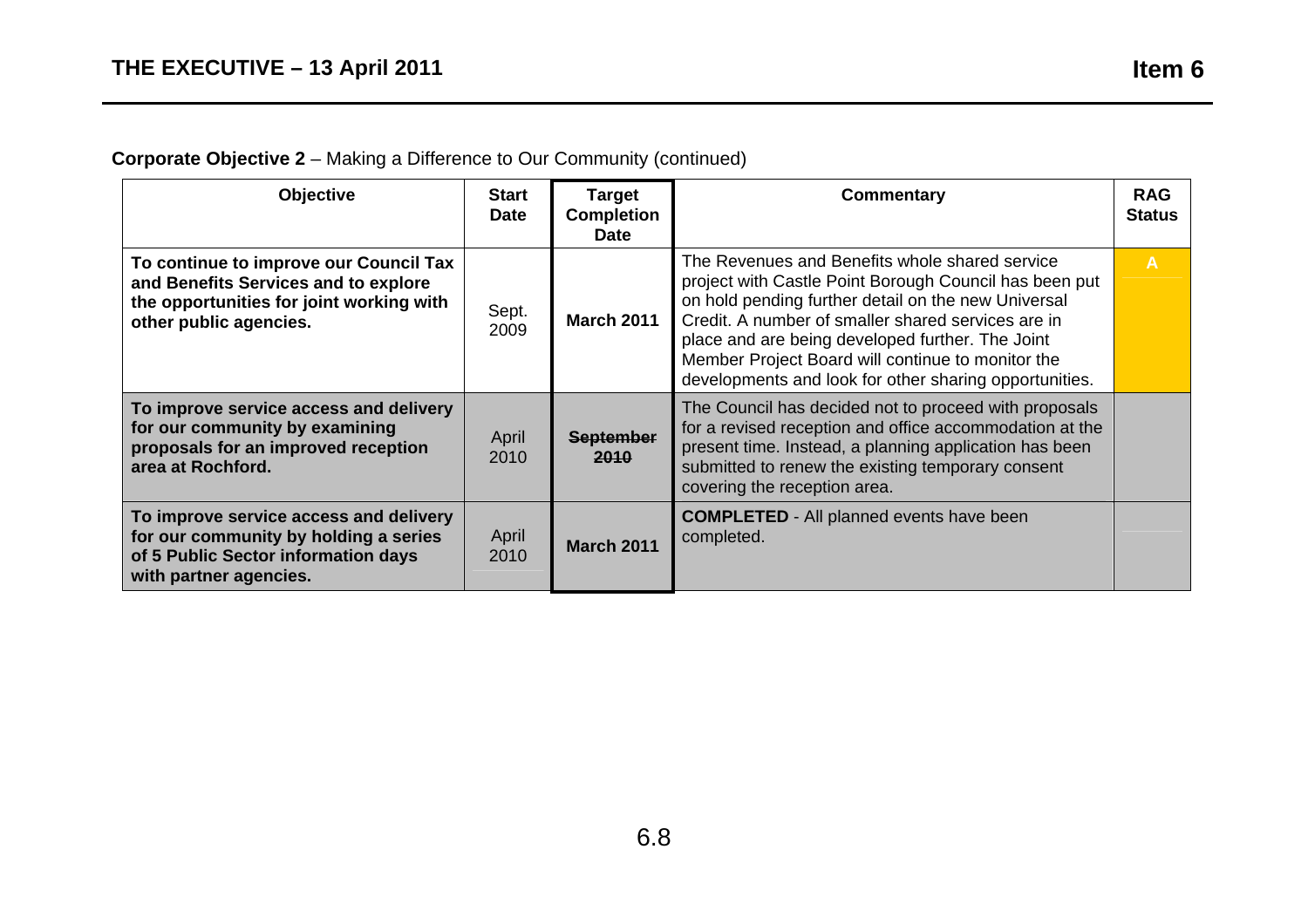**Corporate Objective 2** – Making a Difference to Our Community (continued)

| Objective | Start Date | Target Completion Date | Commentary | RAG Status |
|---|---|---|---|---|
| **To continue to improve our Council Tax and Benefits Services and to explore the opportunities for joint working with other public agencies.** | Sept. 2009 | **March 2011** | The Revenues and Benefits whole shared service project with Castle Point Borough Council has been put on hold pending further detail on the new Universal Credit. A number of smaller shared services are in place and are being developed further. The Joint Member Project Board will continue to monitor the developments and look for other sharing opportunities. | A |
| **To improve service access and delivery for our community by examining proposals for an improved reception area at Rochford.** | April 2010 | ~~**September 2010**~~ | The Council has decided not to proceed with proposals for a revised reception and office accommodation at the present time. Instead, a planning application has been submitted to renew the existing temporary consent covering the reception area. | |
| **To improve service access and delivery for our community by holding a series of 5 Public Sector information days with partner agencies.** | April 2010 | **March 2011** | **COMPLETED** - All planned events have been completed. | |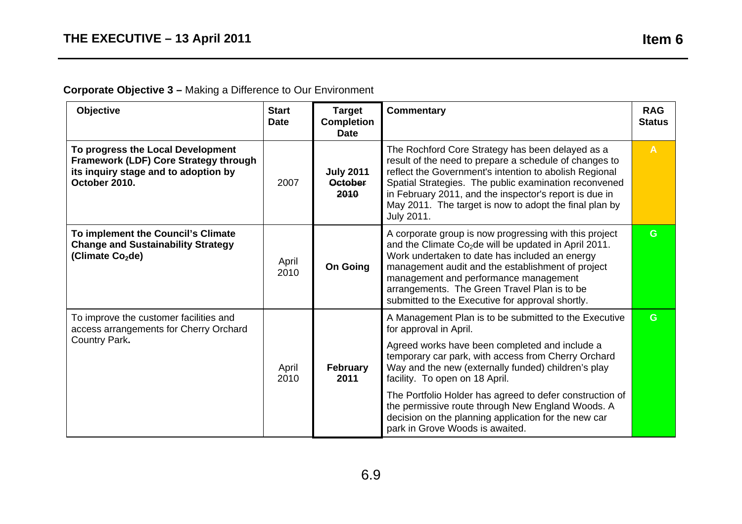**Corporate Objective 3 –** Making a Difference to Our Environment

| Objective | Start Date | Target Completion Date | Commentary | RAG Status |
|---|---|---|---|---|
| **To progress the Local Development Framework (LDF) Core Strategy through its inquiry stage and to adoption by October 2010.** | 2007 | **July 2011** ~~October 2010~~ | The Rochford Core Strategy has been delayed as a result of the need to prepare a schedule of changes to reflect the Government's intention to abolish Regional Spatial Strategies. The public examination reconvened in February 2011, and the inspector's report is due in May 2011. The target is now to adopt the final plan by July 2011. | A |
| **To implement the Council's Climate Change and Sustainability Strategy (Climate $Co_2$de)** | April 2010 | **On Going** | A corporate group is now progressing with this project and the Climate $Co_2$de will be updated in April 2011. Work undertaken to date has included an energy management audit and the establishment of project management and performance management arrangements. The Green Travel Plan is to be submitted to the Executive for approval shortly. | G |
| To improve the customer facilities and access arrangements for Cherry Orchard Country Park**.** | April 2010 | **February 2011** | A Management Plan is to be submitted to the Executive for approval in April.<br><br>Agreed works have been completed and include a temporary car park, with access from Cherry Orchard Way and the new (externally funded) children's play facility. To open on 18 April.<br><br>The Portfolio Holder has agreed to defer construction of the permissive route through New England Woods. A decision on the planning application for the new car park in Grove Woods is awaited. | G |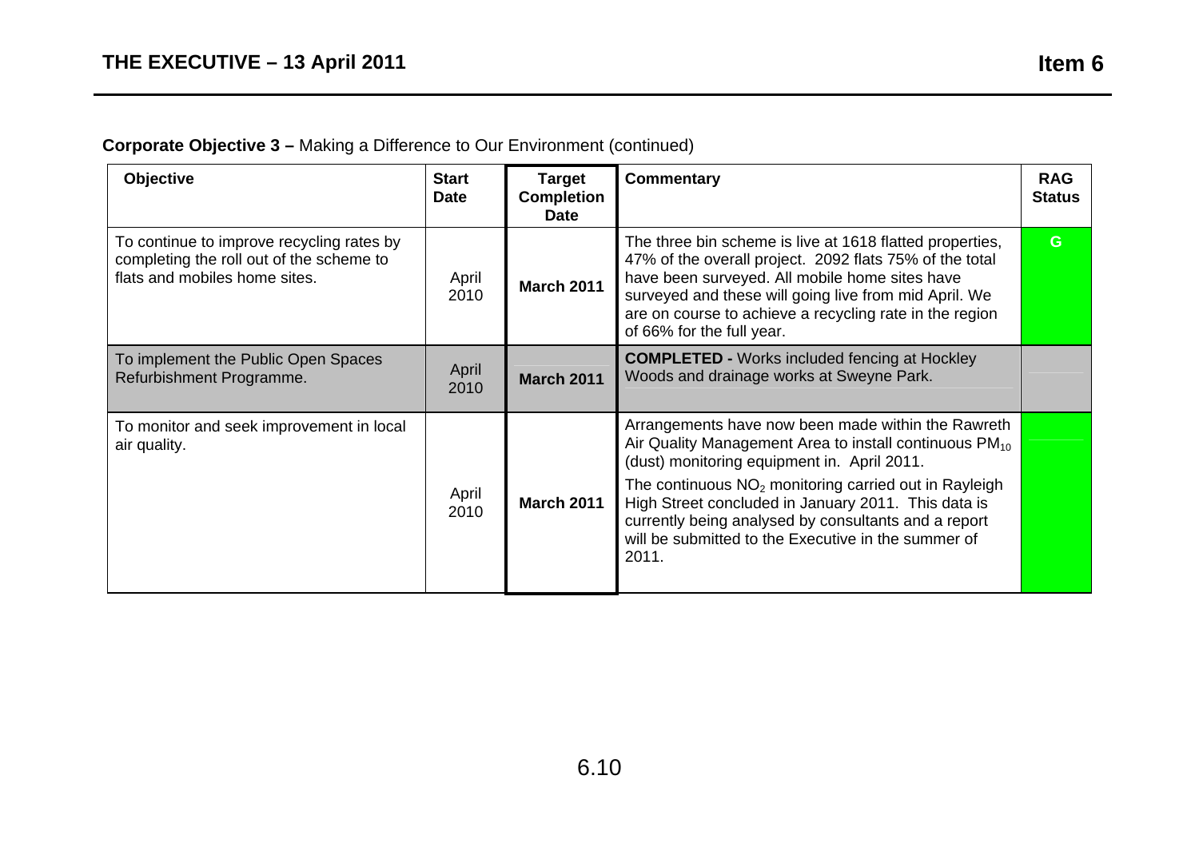**Corporate Objective 3 –** Making a Difference to Our Environment (continued)

| Objective | Start Date | Target Completion Date | Commentary | RAG Status |
|---|---|---|---|---|
| To continue to improve recycling rates by completing the roll out of the scheme to flats and mobiles home sites. | April 2010 | **March 2011** | The three bin scheme is live at 1618 flatted properties, 47% of the overall project. 2092 flats 75% of the total have been surveyed. All mobile home sites have surveyed and these will going live from mid April. We are on course to achieve a recycling rate in the region of 66% for the full year. | G |
| To implement the Public Open Spaces Refurbishment Programme. | April 2010 | **March 2011** | **COMPLETED -** Works included fencing at Hockley Woods and drainage works at Sweyne Park. | |
| To monitor and seek improvement in local air quality. | April 2010 | **March 2011** | Arrangements have now been made within the Rawreth Air Quality Management Area to install continuous $PM_{10}$ (dust) monitoring equipment in. April 2011.<br><br>The continuous $NO_2$ monitoring carried out in Rayleigh High Street concluded in January 2011. This data is currently being analysed by consultants and a report will be submitted to the Executive in the summer of 2011. | |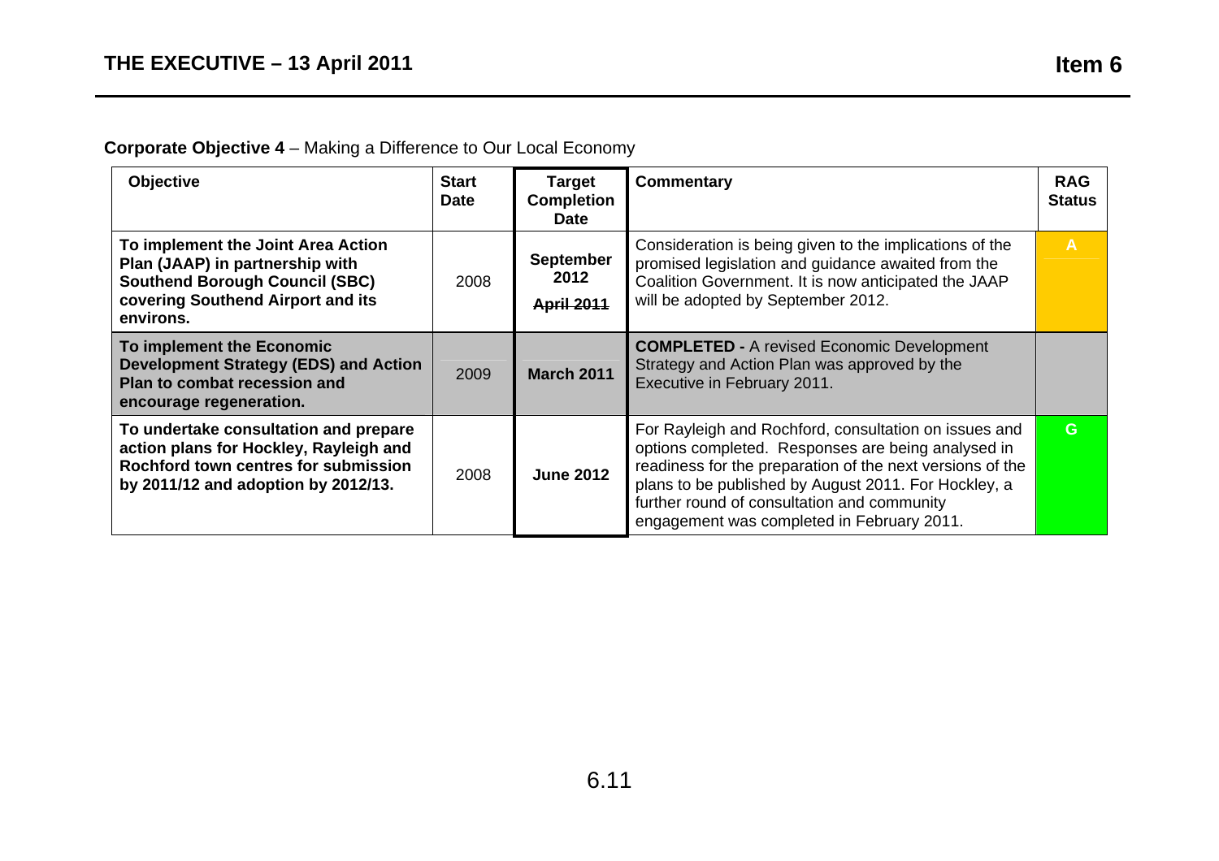**Corporate Objective 4** – Making a Difference to Our Local Economy

| Objective | Start Date | Target Completion Date | Commentary | RAG Status |
|---|---|---|---|---|
| **To implement the Joint Area Action Plan (JAAP) in partnership with Southend Borough Council (SBC) covering Southend Airport and its environs.** | 2008 | **September 2012** ~~**April 2011**~~ | Consideration is being given to the implications of the promised legislation and guidance awaited from the Coalition Government. It is now anticipated the JAAP will be adopted by September 2012. | A |
| **To implement the Economic Development Strategy (EDS) and Action Plan to combat recession and encourage regeneration.** | 2009 | **March 2011** | **COMPLETED -** A revised Economic Development Strategy and Action Plan was approved by the Executive in February 2011. | |
| **To undertake consultation and prepare action plans for Hockley, Rayleigh and Rochford town centres for submission by 2011/12 and adoption by 2012/13.** | 2008 | **June 2012** | For Rayleigh and Rochford, consultation on issues and options completed. Responses are being analysed in readiness for the preparation of the next versions of the plans to be published by August 2011. For Hockley, a further round of consultation and community engagement was completed in February 2011. | G |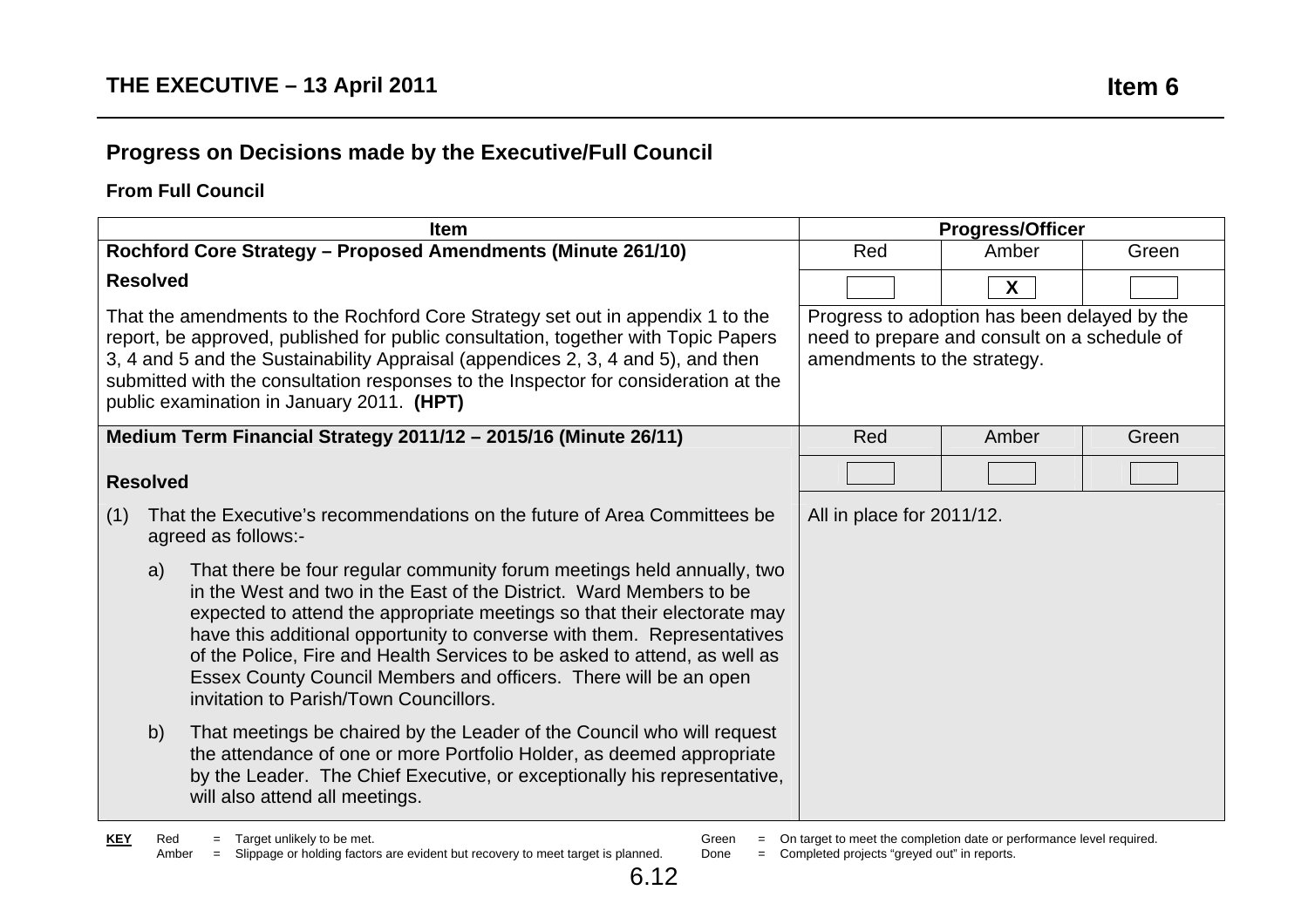**THE EXECUTIVE – 13 April 2011** **Item 6**

## Progress on Decisions made by the Executive/Full Council

### From Full Council

| Item | Progress/Officer | | |
|---|---|---|---|
| **Rochford Core Strategy – Proposed Amendments (Minute 261/10)** | Red | Amber | Green |
| **Resolved** | | X | |
| That the amendments to the Rochford Core Strategy set out in appendix 1 to the report, be approved, published for public consultation, together with Topic Papers 3, 4 and 5 and the Sustainability Appraisal (appendices 2, 3, 4 and 5), and then submitted with the consultation responses to the Inspector for consideration at the public examination in January 2011. **(HPT)** | Progress to adoption has been delayed by the need to prepare and consult on a schedule of amendments to the strategy. | | |
| **Medium Term Financial Strategy 2011/12 – 2015/16 (Minute 26/11)** | Red | Amber | Green |
| **Resolved** | | | |
| (1) That the Executive's recommendations on the future of Area Committees be agreed as follows:-<br><br>a) That there be four regular community forum meetings held annually, two in the West and two in the East of the District. Ward Members to be expected to attend the appropriate meetings so that their electorate may have this additional opportunity to converse with them. Representatives of the Police, Fire and Health Services to be asked to attend, as well as Essex County Council Members and officers. There will be an open invitation to Parish/Town Councillors.<br><br>b) That meetings be chaired by the Leader of the Council who will request the attendance of one or more Portfolio Holder, as deemed appropriate by the Leader. The Chief Executive, or exceptionally his representative, will also attend all meetings. | All in place for 2011/12. | | |

**KEY**
Red = Target unlikely to be met.
Amber = Slippage or holding factors are evident but recovery to meet target is planned.
Green = On target to meet the completion date or performance level required.
Done = Completed projects "greyed out" in reports.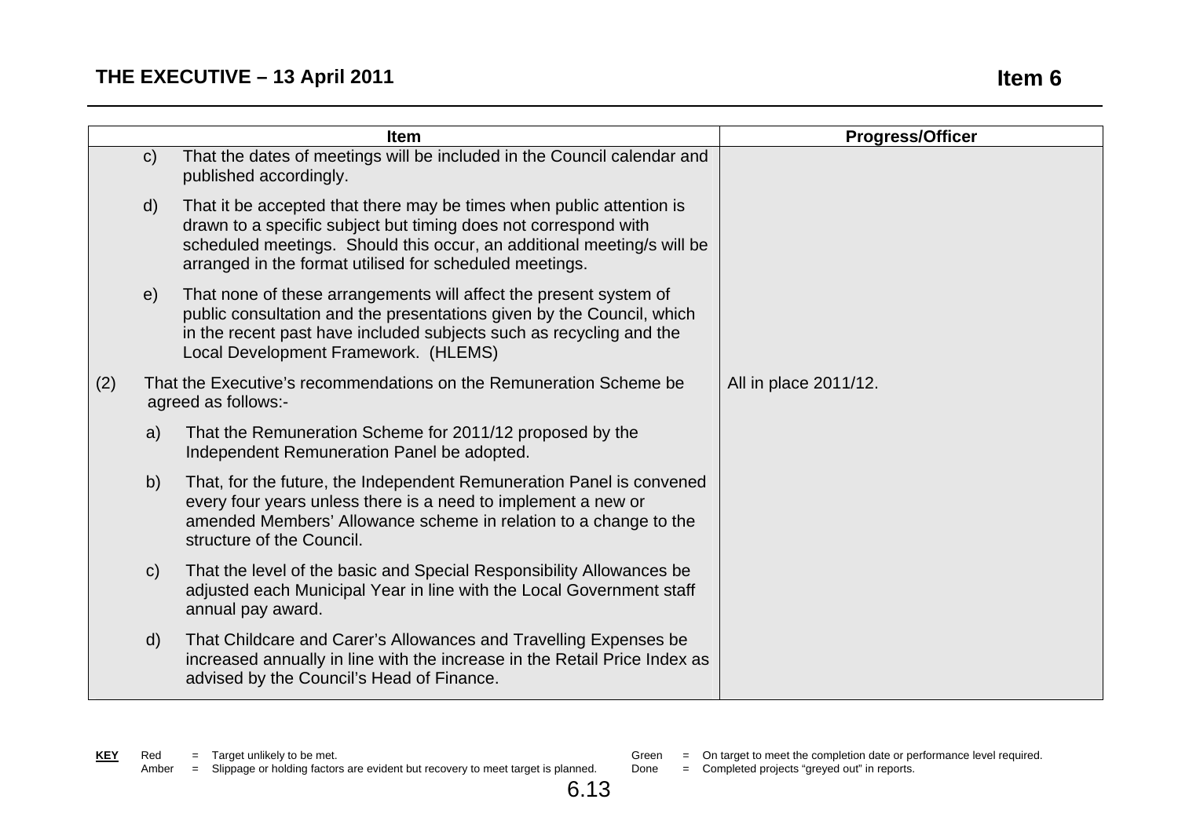| Item | Progress/Officer |
|---|---|
| c) That the dates of meetings will be included in the Council calendar and published accordingly. | |
| d) That it be accepted that there may be times when public attention is drawn to a specific subject but timing does not correspond with scheduled meetings. Should this occur, an additional meeting/s will be arranged in the format utilised for scheduled meetings. | |
| e) That none of these arrangements will affect the present system of public consultation and the presentations given by the Council, which in the recent past have included subjects such as recycling and the Local Development Framework. (HLEMS) | |
| (2) That the Executive's recommendations on the Remuneration Scheme be agreed as follows:- | All in place 2011/12. |
| a) That the Remuneration Scheme for 2011/12 proposed by the Independent Remuneration Panel be adopted. | |
| b) That, for the future, the Independent Remuneration Panel is convened every four years unless there is a need to implement a new or amended Members' Allowance scheme in relation to a change to the structure of the Council. | |
| c) That the level of the basic and Special Responsibility Allowances be adjusted each Municipal Year in line with the Local Government staff annual pay award. | |
| d) That Childcare and Carer's Allowances and Travelling Expenses be increased annually in line with the increase in the Retail Price Index as advised by the Council's Head of Finance. | |

**KEY**
Red = Target unlikely to be met.
Amber = Slippage or holding factors are evident but recovery to meet target is planned.
Green = On target to meet the completion date or performance level required.
Done = Completed projects "greyed out" in reports.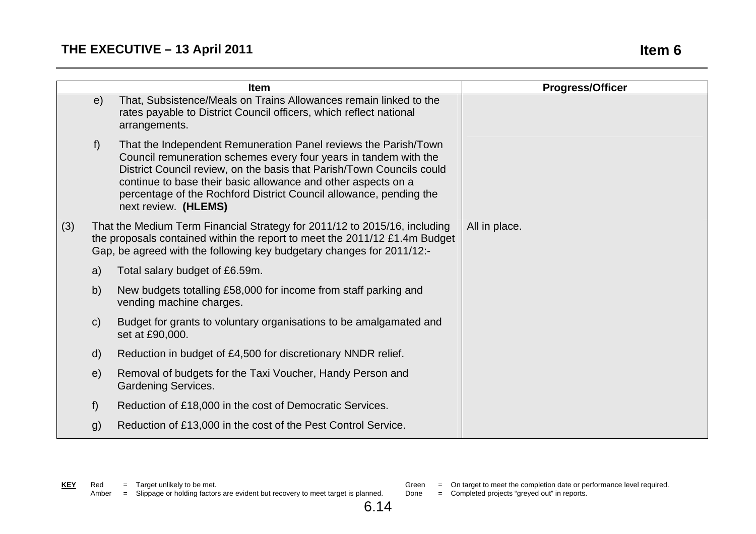## THE EXECUTIVE – 13 April 2011

## Item 6

| Item | Progress/Officer |
|---|---|
| e) That, Subsistence/Meals on Trains Allowances remain linked to the rates payable to District Council officers, which reflect national arrangements. | |
| f) That the Independent Remuneration Panel reviews the Parish/Town Council remuneration schemes every four years in tandem with the District Council review, on the basis that Parish/Town Councils could continue to base their basic allowance and other aspects on a percentage of the Rochford District Council allowance, pending the next review. **(HLEMS)** | |
| (3) That the Medium Term Financial Strategy for 2011/12 to 2015/16, including the proposals contained within the report to meet the 2011/12 £1.4m Budget Gap, be agreed with the following key budgetary changes for 2011/12:- | All in place. |
| a) Total salary budget of £6.59m. | |
| b) New budgets totalling £58,000 for income from staff parking and vending machine charges. | |
| c) Budget for grants to voluntary organisations to be amalgamated and set at £90,000. | |
| d) Reduction in budget of £4,500 for discretionary NNDR relief. | |
| e) Removal of budgets for the Taxi Voucher, Handy Person and Gardening Services. | |
| f) Reduction of £18,000 in the cost of Democratic Services. | |
| g) Reduction of £13,000 in the cost of the Pest Control Service. | |

**KEY** Red = Target unlikely to be met.
Amber = Slippage or holding factors are evident but recovery to meet target is planned.
Green = On target to meet the completion date or performance level required.
Done = Completed projects "greyed out" in reports.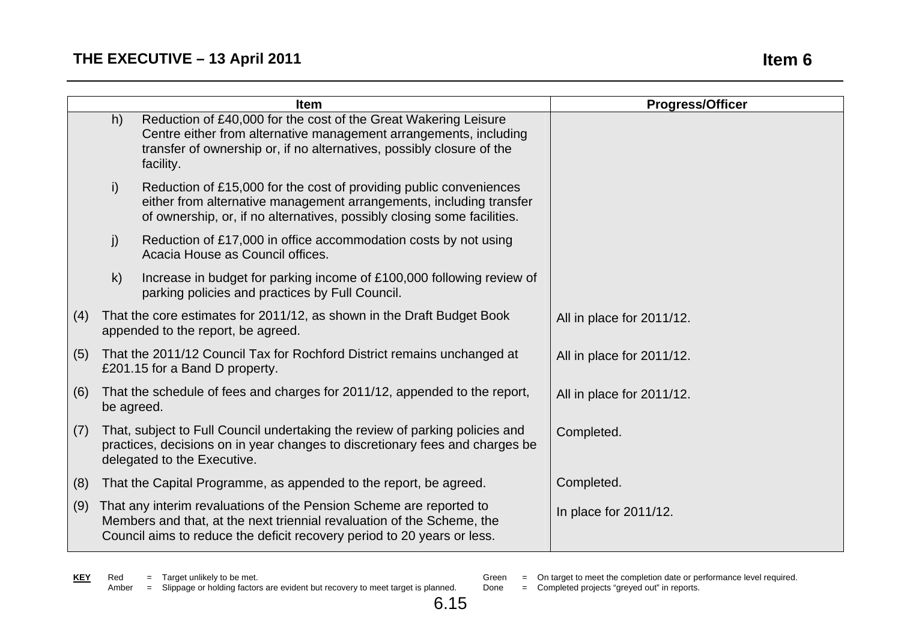| Item | Progress/Officer |
|---|---|
| h) Reduction of £40,000 for the cost of the Great Wakering Leisure Centre either from alternative management arrangements, including transfer of ownership or, if no alternatives, possibly closure of the facility. | |
| i) Reduction of £15,000 for the cost of providing public conveniences either from alternative management arrangements, including transfer of ownership, or, if no alternatives, possibly closing some facilities. | |
| j) Reduction of £17,000 in office accommodation costs by not using Acacia House as Council offices. | |
| k) Increase in budget for parking income of £100,000 following review of parking policies and practices by Full Council. | |
| (4) That the core estimates for 2011/12, as shown in the Draft Budget Book appended to the report, be agreed. | All in place for 2011/12. |
| (5) That the 2011/12 Council Tax for Rochford District remains unchanged at £201.15 for a Band D property. | All in place for 2011/12. |
| (6) That the schedule of fees and charges for 2011/12, appended to the report, be agreed. | All in place for 2011/12. |
| (7) That, subject to Full Council undertaking the review of parking policies and practices, decisions on in year changes to discretionary fees and charges be delegated to the Executive. | Completed. |
| (8) That the Capital Programme, as appended to the report, be agreed. | Completed. |
| (9) That any interim revaluations of the Pension Scheme are reported to Members and that, at the next triennial revaluation of the Scheme, the Council aims to reduce the deficit recovery period to 20 years or less. | In place for 2011/12. |

**KEY** Red = Target unlikely to be met.
Amber = Slippage or holding factors are evident but recovery to meet target is planned.
Green = On target to meet the completion date or performance level required.
Done = Completed projects "greyed out" in reports.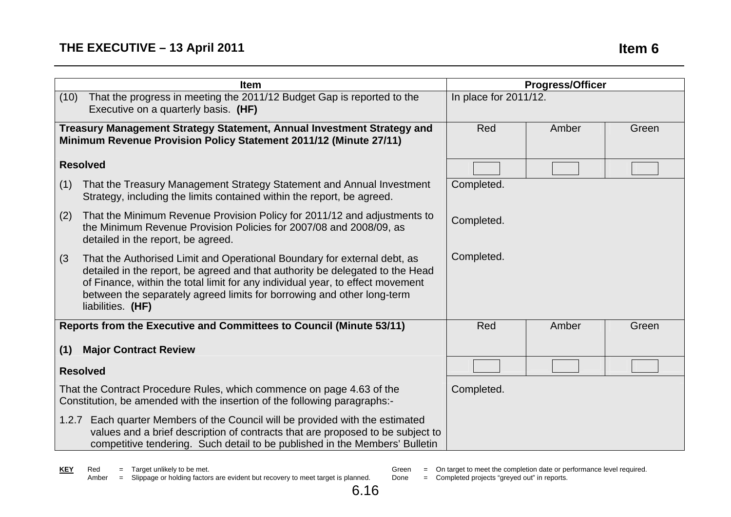| Item | Progress/Officer | | |
|---|---|---|---|
| (10) That the progress in meeting the 2011/12 Budget Gap is reported to the Executive on a quarterly basis. **(HF)** | In place for 2011/12. | | |
| **Treasury Management Strategy Statement, Annual Investment Strategy and Minimum Revenue Provision Policy Statement 2011/12 (Minute 27/11)** | Red | Amber | Green |
| **Resolved** | | | |
| (1) That the Treasury Management Strategy Statement and Annual Investment Strategy, including the limits contained within the report, be agreed. | Completed. | | |
| (2) That the Minimum Revenue Provision Policy for 2011/12 and adjustments to the Minimum Revenue Provision Policies for 2007/08 and 2008/09, as detailed in the report, be agreed. | Completed. | | |
| (3 That the Authorised Limit and Operational Boundary for external debt, as detailed in the report, be agreed and that authority be delegated to the Head of Finance, within the total limit for any individual year, to effect movement between the separately agreed limits for borrowing and other long-term liabilities. **(HF)** | Completed. | | |
| **Reports from the Executive and Committees to Council (Minute 53/11)**<br>**(1) Major Contract Review** | Red | Amber | Green |
| **Resolved** | | | |
| That the Contract Procedure Rules, which commence on page 4.63 of the Constitution, be amended with the insertion of the following paragraphs:-<br>1.2.7 Each quarter Members of the Council will be provided with the estimated values and a brief description of contracts that are proposed to be subject to competitive tendering. Such detail to be published in the Members' Bulletin | Completed. | | |

**KEY** Red = Target unlikely to be met.
Amber = Slippage or holding factors are evident but recovery to meet target is planned.
Green = On target to meet the completion date or performance level required.
Done = Completed projects "greyed out" in reports.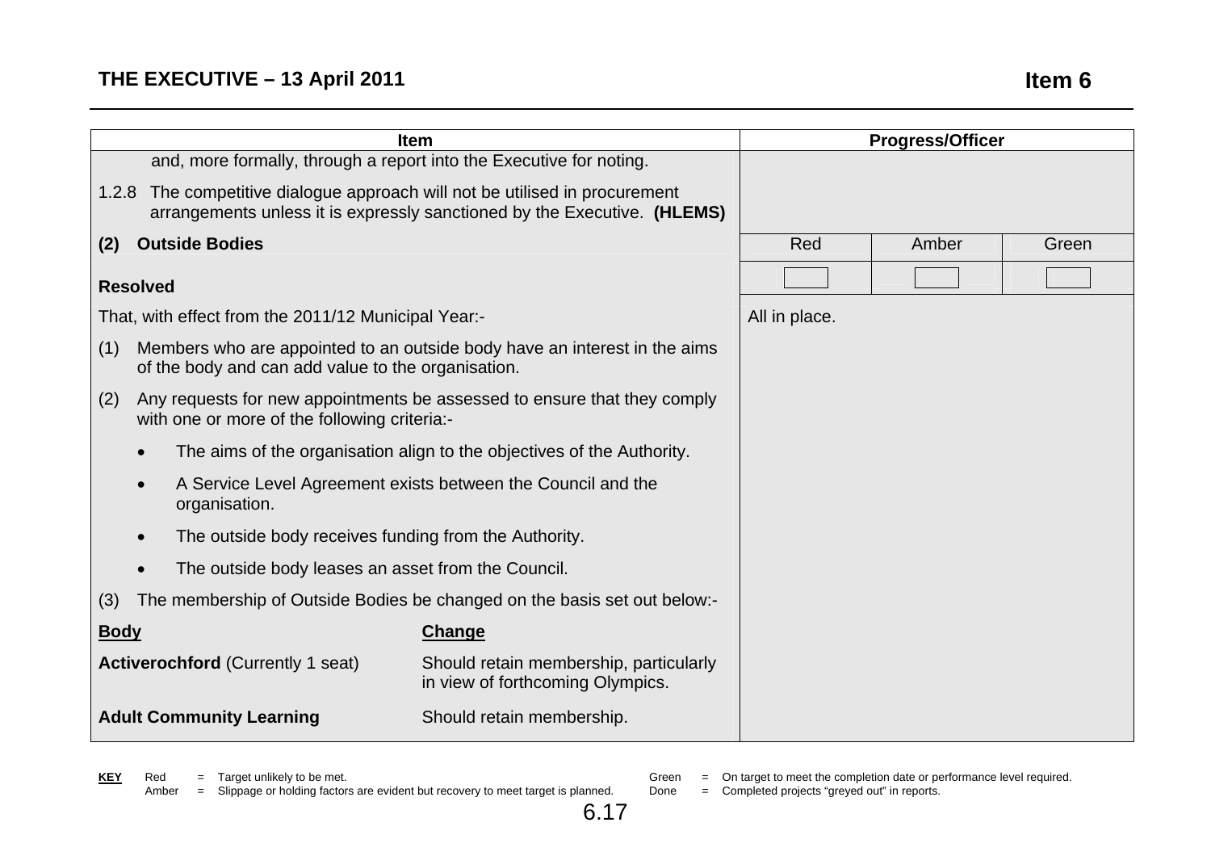| Item | Progress/Officer | | |
|---|---|---|---|
| and, more formally, through a report into the Executive for noting.<br><br>1.2.8 The competitive dialogue approach will not be utilised in procurement arrangements unless it is expressly sanctioned by the Executive. **(HLEMS)** | | | |
| **(2) Outside Bodies** | Red | Amber | Green |
| **Resolved** | | | |
| That, with effect from the 2011/12 Municipal Year:-<br><br>(1) Members who are appointed to an outside body have an interest in the aims of the body and can add value to the organisation.<br><br>(2) Any requests for new appointments be assessed to ensure that they comply with one or more of the following criteria:-<br><br>• The aims of the organisation align to the objectives of the Authority.<br>• A Service Level Agreement exists between the Council and the organisation.<br>• The outside body receives funding from the Authority.<br>• The outside body leases an asset from the Council.<br><br>(3) The membership of Outside Bodies be changed on the basis set out below:-<br><br>**Body** — **Change**<br><br>**Activerochford** (Currently 1 seat) — Should retain membership, particularly in view of forthcoming Olympics.<br><br>**Adult Community Learning** — Should retain membership. | All in place. | | |

**KEY**
Red = Target unlikely to be met.
Amber = Slippage or holding factors are evident but recovery to meet target is planned.
Green = On target to meet the completion date or performance level required.
Done = Completed projects "greyed out" in reports.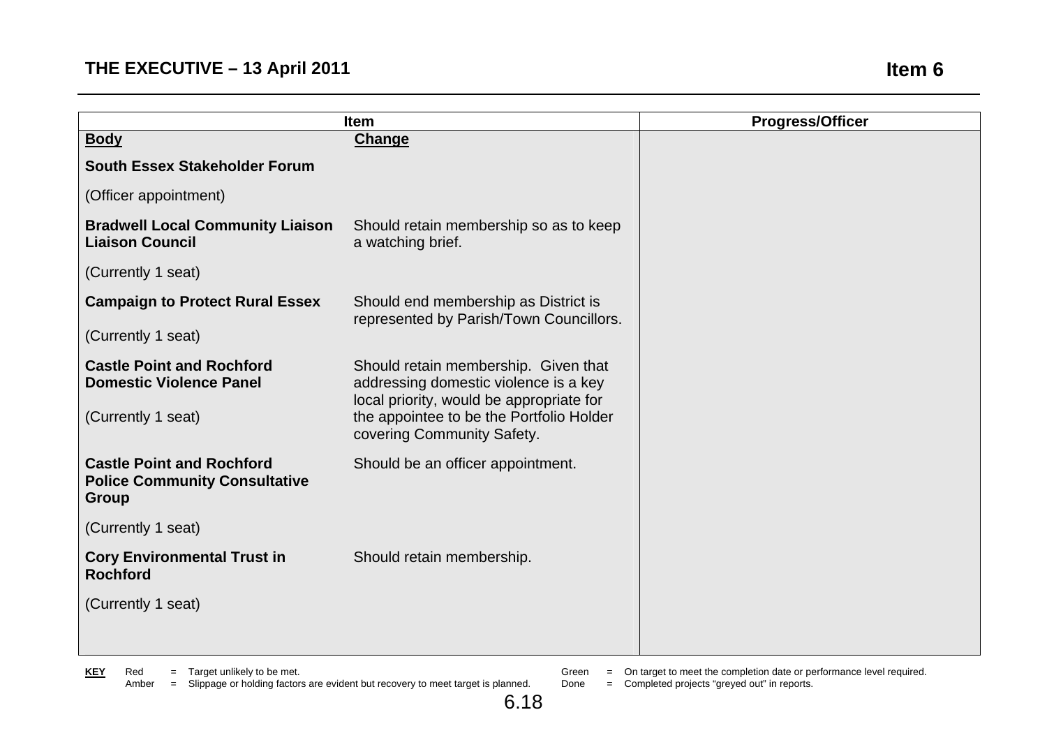## THE EXECUTIVE – 13 April 2011

## Item 6

| Item | | Progress/Officer |
|---|---|---|
| **Body** | **Change** | |
| **South Essex Stakeholder Forum**<br><br>(Officer appointment) | | |
| **Bradwell Local Community Liaison Liaison Council**<br><br>(Currently 1 seat) | Should retain membership so as to keep a watching brief. | |
| **Campaign to Protect Rural Essex**<br><br>(Currently 1 seat) | Should end membership as District is represented by Parish/Town Councillors. | |
| **Castle Point and Rochford Domestic Violence Panel**<br><br>(Currently 1 seat) | Should retain membership. Given that addressing domestic violence is a key local priority, would be appropriate for the appointee to be the Portfolio Holder covering Community Safety. | |
| **Castle Point and Rochford Police Community Consultative Group**<br><br>(Currently 1 seat) | Should be an officer appointment. | |
| **Cory Environmental Trust in Rochford**<br><br>(Currently 1 seat) | Should retain membership. | |

**KEY** Red = Target unlikely to be met.
Amber = Slippage or holding factors are evident but recovery to meet target is planned.
Green = On target to meet the completion date or performance level required.
Done = Completed projects "greyed out" in reports.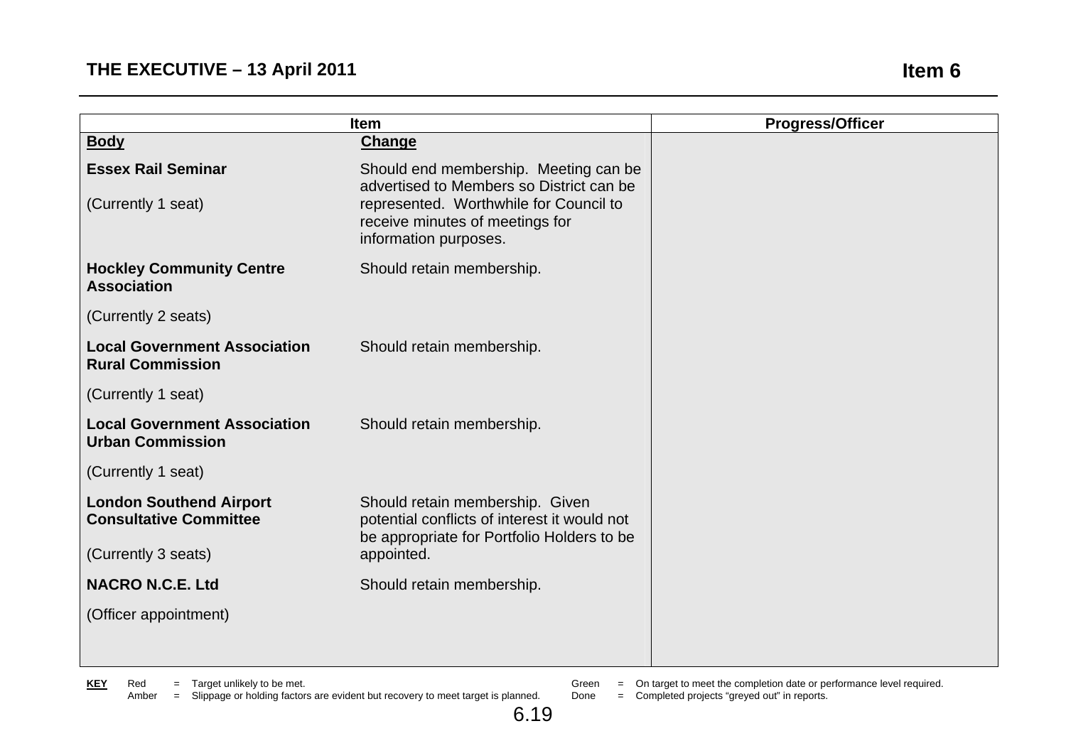| Item | | Progress/Officer |
|---|---|---|
| **Body** | **Change** | |
| **Essex Rail Seminar**<br><br>(Currently 1 seat) | Should end membership. Meeting can be advertised to Members so District can be represented. Worthwhile for Council to receive minutes of meetings for information purposes. | |
| **Hockley Community Centre Association**<br><br>(Currently 2 seats) | Should retain membership. | |
| **Local Government Association Rural Commission**<br><br>(Currently 1 seat) | Should retain membership. | |
| **Local Government Association Urban Commission**<br><br>(Currently 1 seat) | Should retain membership. | |
| **London Southend Airport Consultative Committee**<br><br>(Currently 3 seats) | Should retain membership. Given potential conflicts of interest it would not be appropriate for Portfolio Holders to be appointed. | |
| **NACRO N.C.E. Ltd**<br><br>(Officer appointment) | Should retain membership. | |

**KEY**
- Red = Target unlikely to be met.
- Amber = Slippage or holding factors are evident but recovery to meet target is planned.
- Green = On target to meet the completion date or performance level required.
- Done = Completed projects "greyed out" in reports.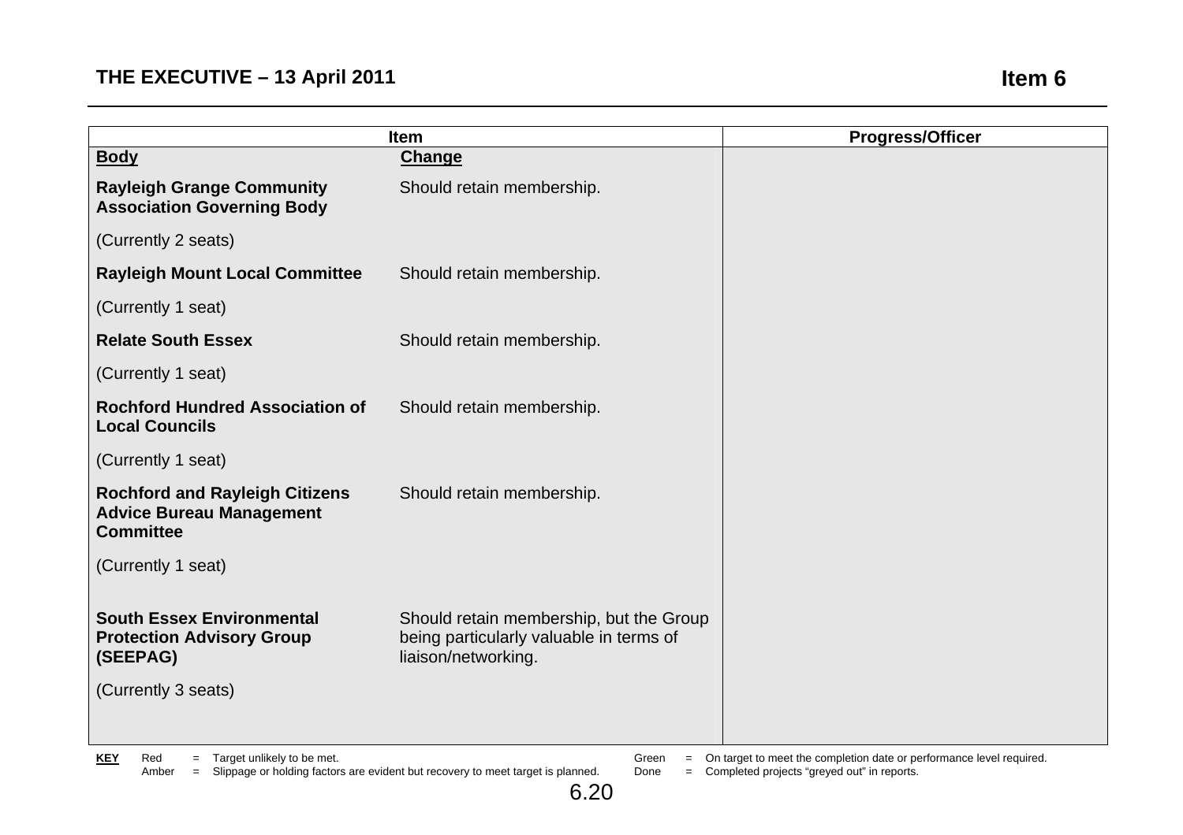| Item | | Progress/Officer |
|---|---|---|
| **Body** | **Change** | |
| **Rayleigh Grange Community Association Governing Body**<br><br>(Currently 2 seats) | Should retain membership. | |
| **Rayleigh Mount Local Committee**<br><br>(Currently 1 seat) | Should retain membership. | |
| **Relate South Essex**<br><br>(Currently 1 seat) | Should retain membership. | |
| **Rochford Hundred Association of Local Councils**<br><br>(Currently 1 seat) | Should retain membership. | |
| **Rochford and Rayleigh Citizens Advice Bureau Management Committee**<br><br>(Currently 1 seat) | Should retain membership. | |
| **South Essex Environmental Protection Advisory Group (SEEPAG)**<br><br>(Currently 3 seats) | Should retain membership, but the Group being particularly valuable in terms of liaison/networking. | |

**KEY** Red = Target unlikely to be met. Amber = Slippage or holding factors are evident but recovery to meet target is planned. Green = On target to meet the completion date or performance level required. Done = Completed projects "greyed out" in reports.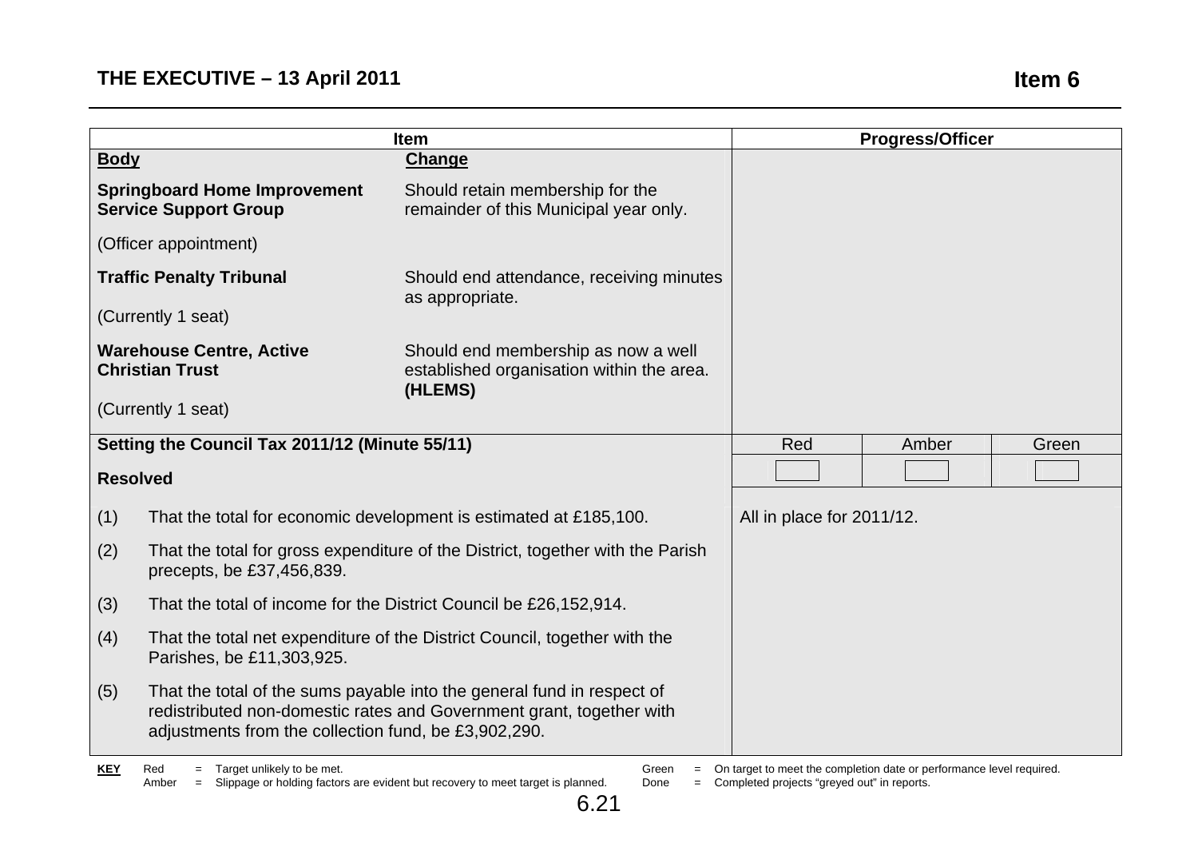| Item | | Progress/Officer | | |
|---|---|---|---|---|
| **Body** | **Change** | | | |
| **Springboard Home Improvement Service Support Group**<br><br>(Officer appointment) | Should retain membership for the remainder of this Municipal year only. | | | |
| **Traffic Penalty Tribunal**<br><br>(Currently 1 seat) | Should end attendance, receiving minutes as appropriate. | | | |
| **Warehouse Centre, Active Christian Trust**<br><br>(Currently 1 seat) | Should end membership as now a well established organisation within the area. **(HLEMS)** | | | |
| **Setting the Council Tax 2011/12 (Minute 55/11)** | | Red | Amber | Green |
| **Resolved** | | | | |
| (1) That the total for economic development is estimated at £185,100.<br><br>(2) That the total for gross expenditure of the District, together with the Parish precepts, be £37,456,839.<br><br>(3) That the total of income for the District Council be £26,152,914.<br><br>(4) That the total net expenditure of the District Council, together with the Parishes, be £11,303,925.<br><br>(5) That the total of the sums payable into the general fund in respect of redistributed non-domestic rates and Government grant, together with adjustments from the collection fund, be £3,902,290. | | All in place for 2011/12. | | |

**KEY** Red = Target unlikely to be met. Amber = Slippage or holding factors are evident but recovery to meet target is planned. Green = On target to meet the completion date or performance level required. Done = Completed projects "greyed out" in reports.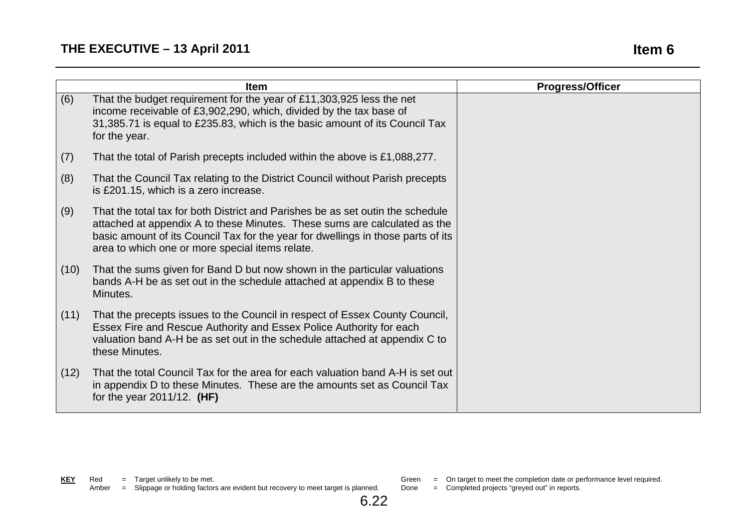| Item | | Progress/Officer |
|---|---|---|
| (6) | That the budget requirement for the year of £11,303,925 less the net income receivable of £3,902,290, which, divided by the tax base of 31,385.71 is equal to £235.83, which is the basic amount of its Council Tax for the year. | |
| (7) | That the total of Parish precepts included within the above is £1,088,277. | |
| (8) | That the Council Tax relating to the District Council without Parish precepts is £201.15, which is a zero increase. | |
| (9) | That the total tax for both District and Parishes be as set outin the schedule attached at appendix A to these Minutes. These sums are calculated as the basic amount of its Council Tax for the year for dwellings in those parts of its area to which one or more special items relate. | |
| (10) | That the sums given for Band D but now shown in the particular valuations bands A-H be as set out in the schedule attached at appendix B to these Minutes. | |
| (11) | That the precepts issues to the Council in respect of Essex County Council, Essex Fire and Rescue Authority and Essex Police Authority for each valuation band A-H be as set out in the schedule attached at appendix C to these Minutes. | |
| (12) | That the total Council Tax for the area for each valuation band A-H is set out in appendix D to these Minutes. These are the amounts set as Council Tax for the year 2011/12. **(HF)** | |

**KEY** Red = Target unlikely to be met.
Amber = Slippage or holding factors are evident but recovery to meet target is planned.
Green = On target to meet the completion date or performance level required.
Done = Completed projects "greyed out" in reports.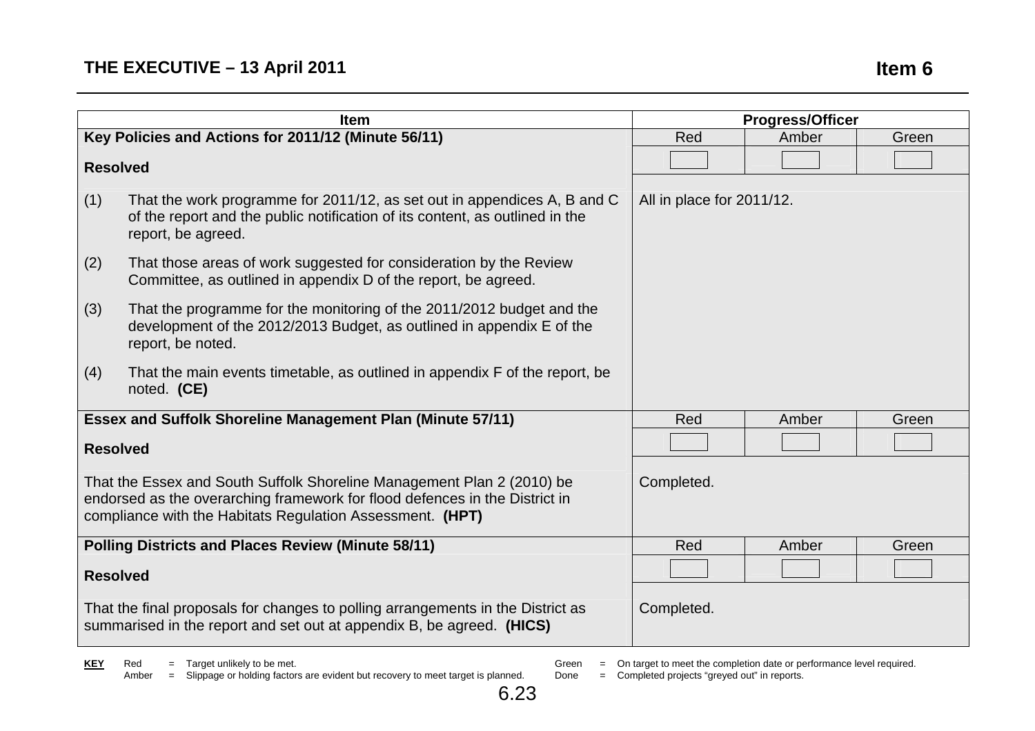**THE EXECUTIVE – 13 April 2011** **Item 6**

| Item | Progress/Officer | | |
|---|---|---|---|
| **Key Policies and Actions for 2011/12 (Minute 56/11)** | Red | Amber | Green |
| **Resolved** | | | |
| (1) That the work programme for 2011/12, as set out in appendices A, B and C of the report and the public notification of its content, as outlined in the report, be agreed.<br><br>(2) That those areas of work suggested for consideration by the Review Committee, as outlined in appendix D of the report, be agreed.<br><br>(3) That the programme for the monitoring of the 2011/2012 budget and the development of the 2012/2013 Budget, as outlined in appendix E of the report, be noted.<br><br>(4) That the main events timetable, as outlined in appendix F of the report, be noted. **(CE)** | All in place for 2011/12. | | |
| **Essex and Suffolk Shoreline Management Plan (Minute 57/11)** | Red | Amber | Green |
| **Resolved** | | | |
| That the Essex and South Suffolk Shoreline Management Plan 2 (2010) be endorsed as the overarching framework for flood defences in the District in compliance with the Habitats Regulation Assessment. **(HPT)** | Completed. | | |
| **Polling Districts and Places Review (Minute 58/11)** | Red | Amber | Green |
| **Resolved** | | | |
| That the final proposals for changes to polling arrangements in the District as summarised in the report and set out at appendix B, be agreed. **(HICS)** | Completed. | | |

**KEY**
Red = Target unlikely to be met.
Amber = Slippage or holding factors are evident but recovery to meet target is planned.
Green = On target to meet the completion date or performance level required.
Done = Completed projects "greyed out" in reports.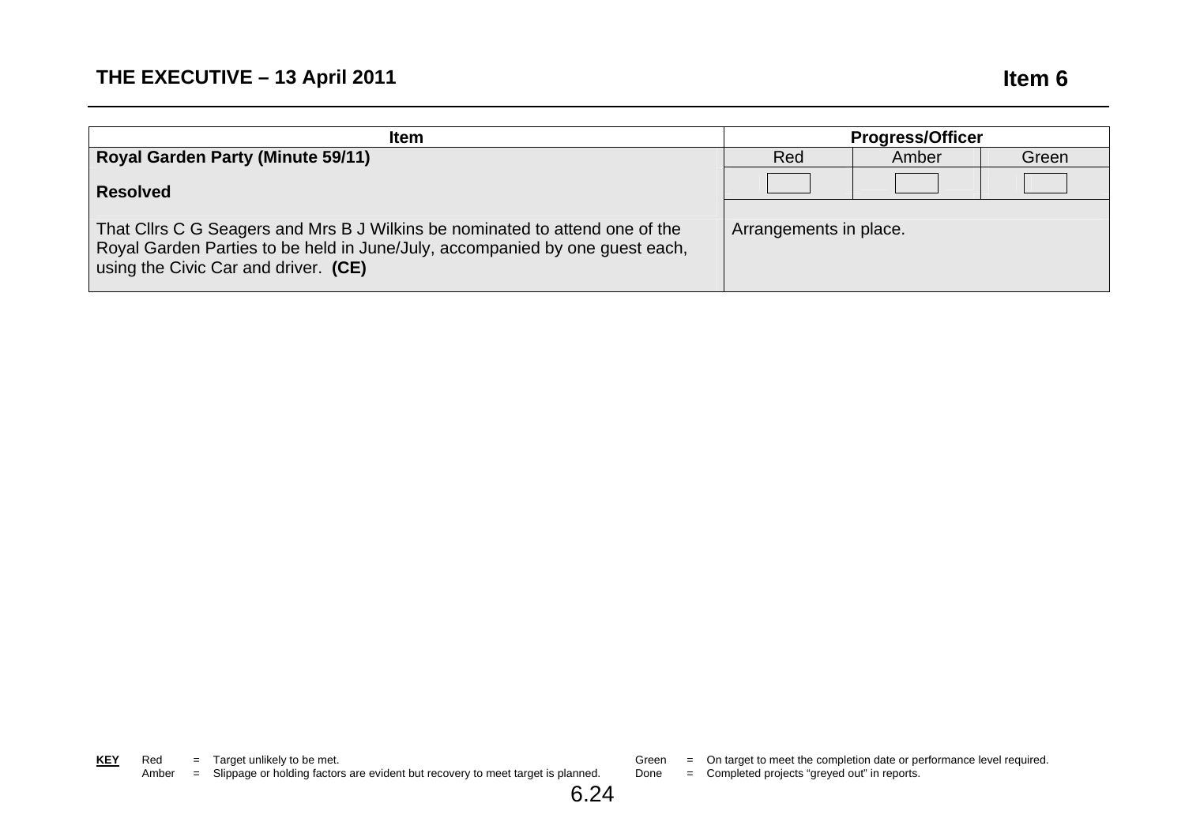## THE EXECUTIVE – 13 April 2011

**Item 6**

| Item | Progress/Officer | | |
|---|---|---|---|
| **Royal Garden Party (Minute 59/11)** | Red | Amber | Green |
| **Resolved** | | | |
| That Cllrs C G Seagers and Mrs B J Wilkins be nominated to attend one of the Royal Garden Parties to be held in June/July, accompanied by one guest each, using the Civic Car and driver. **(CE)** | Arrangements in place. | | |

**KEY**
Red = Target unlikely to be met.
Amber = Slippage or holding factors are evident but recovery to meet target is planned.
Green = On target to meet the completion date or performance level required.
Done = Completed projects "greyed out" in reports.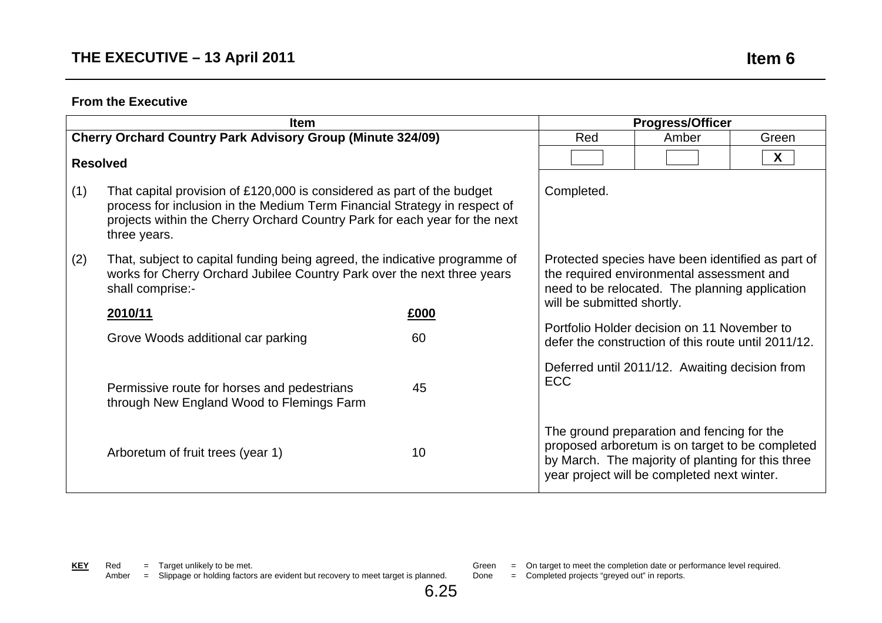## THE EXECUTIVE – 13 April 2011

**Item 6**

**From the Executive**

| Item | | Progress/Officer | | |
|---|---|---|---|---|
| **Cherry Orchard Country Park Advisory Group (Minute 324/09)** | | Red | Amber | Green |
| **Resolved** | | | | X |
| (1) That capital provision of £120,000 is considered as part of the budget process for inclusion in the Medium Term Financial Strategy in respect of projects within the Cherry Orchard Country Park for each year for the next three years. | | Completed. | | |
| (2) That, subject to capital funding being agreed, the indicative programme of works for Cherry Orchard Jubilee Country Park over the next three years shall comprise:- | | | | |
| **2010/11** | **£000** | | | |
| Grove Woods additional car parking | 60 | Protected species have been identified as part of the required environmental assessment and need to be relocated. The planning application will be submitted shortly. | | |
| Permissive route for horses and pedestrians through New England Wood to Flemings Farm | 45 | Portfolio Holder decision on 11 November to defer the construction of this route until 2011/12. Deferred until 2011/12. Awaiting decision from ECC | | |
| Arboretum of fruit trees (year 1) | 10 | The ground preparation and fencing for the proposed arboretum is on target to be completed by March. The majority of planting for this three year project will be completed next winter. | | |

**KEY**
Red = Target unlikely to be met.
Amber = Slippage or holding factors are evident but recovery to meet target is planned.
Green = On target to meet the completion date or performance level required.
Done = Completed projects "greyed out" in reports.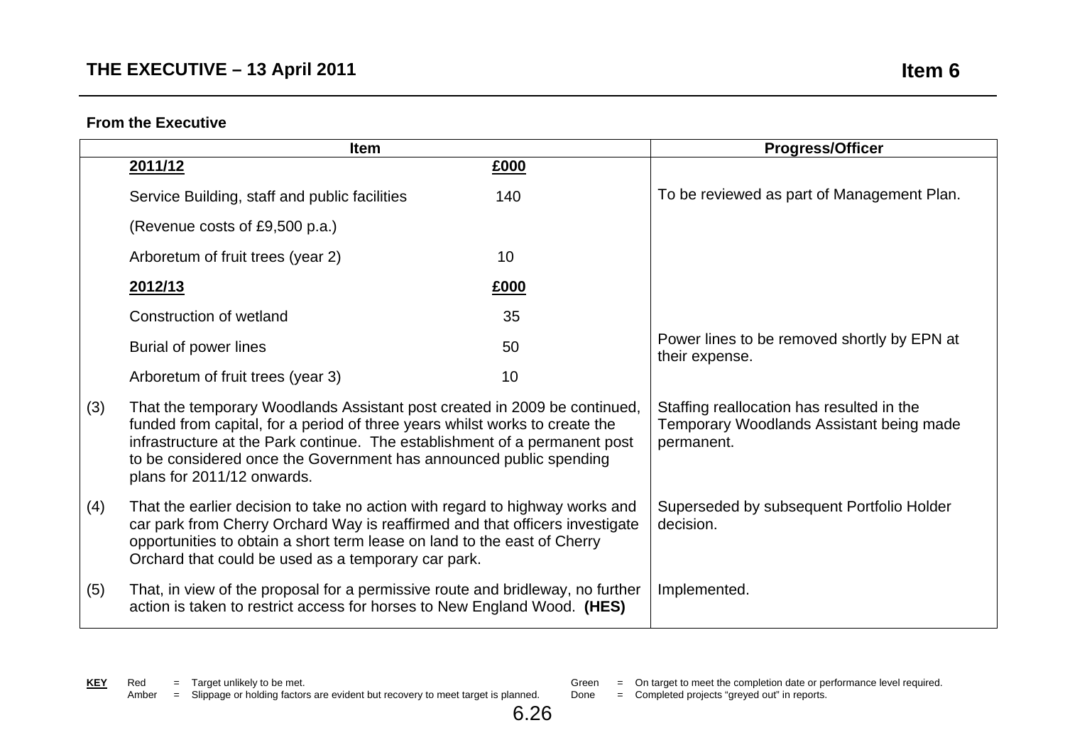**From the Executive**

| | Item | | Progress/Officer |
|---|---|---|---|
| | **2011/12** | **£000** | |
| | Service Building, staff and public facilities | 140 | To be reviewed as part of Management Plan. |
| | (Revenue costs of £9,500 p.a.) | | |
| | Arboretum of fruit trees (year 2) | 10 | |
| | **2012/13** | **£000** | |
| | Construction of wetland | 35 | |
| | Burial of power lines | 50 | Power lines to be removed shortly by EPN at their expense. |
| | Arboretum of fruit trees (year 3) | 10 | |
| (3) | That the temporary Woodlands Assistant post created in 2009 be continued, funded from capital, for a period of three years whilst works to create the infrastructure at the Park continue. The establishment of a permanent post to be considered once the Government has announced public spending plans for 2011/12 onwards. | | Staffing reallocation has resulted in the Temporary Woodlands Assistant being made permanent. |
| (4) | That the earlier decision to take no action with regard to highway works and car park from Cherry Orchard Way is reaffirmed and that officers investigate opportunities to obtain a short term lease on land to the east of Cherry Orchard that could be used as a temporary car park. | | Superseded by subsequent Portfolio Holder decision. |
| (5) | That, in view of the proposal for a permissive route and bridleway, no further action is taken to restrict access for horses to New England Wood. **(HES)** | | Implemented. |

**KEY**
Red = Target unlikely to be met.
Amber = Slippage or holding factors are evident but recovery to meet target is planned.
Green = On target to meet the completion date or performance level required.
Done = Completed projects "greyed out" in reports.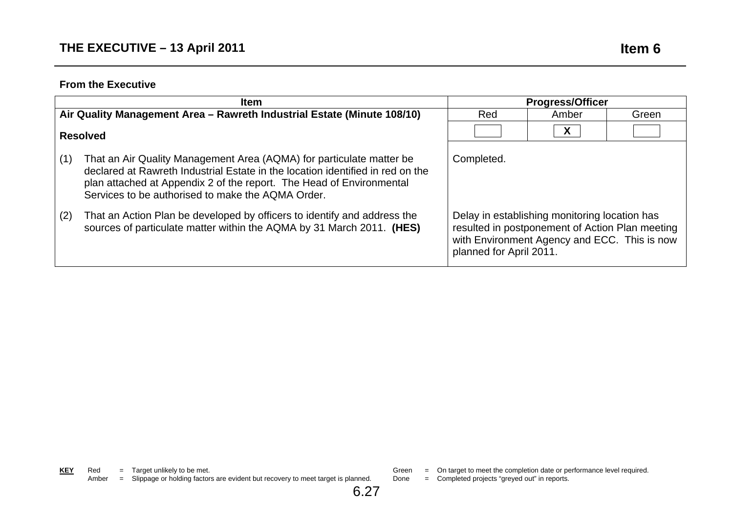# THE EXECUTIVE – 13 April 2011

**Item 6**

**From the Executive**

| Item | Progress/Officer | | |
|---|---|---|---|
| **Air Quality Management Area – Rawreth Industrial Estate (Minute 108/10)** | Red | Amber | Green |
| **Resolved** | | X | |
| (1) That an Air Quality Management Area (AQMA) for particulate matter be declared at Rawreth Industrial Estate in the location identified in red on the plan attached at Appendix 2 of the report. The Head of Environmental Services to be authorised to make the AQMA Order. | Completed. | | |
| (2) That an Action Plan be developed by officers to identify and address the sources of particulate matter within the AQMA by 31 March 2011. **(HES)** | Delay in establishing monitoring location has resulted in postponement of Action Plan meeting with Environment Agency and ECC. This is now planned for April 2011. | | |

**KEY**
Red = Target unlikely to be met.
Amber = Slippage or holding factors are evident but recovery to meet target is planned.
Green = On target to meet the completion date or performance level required.
Done = Completed projects "greyed out" in reports.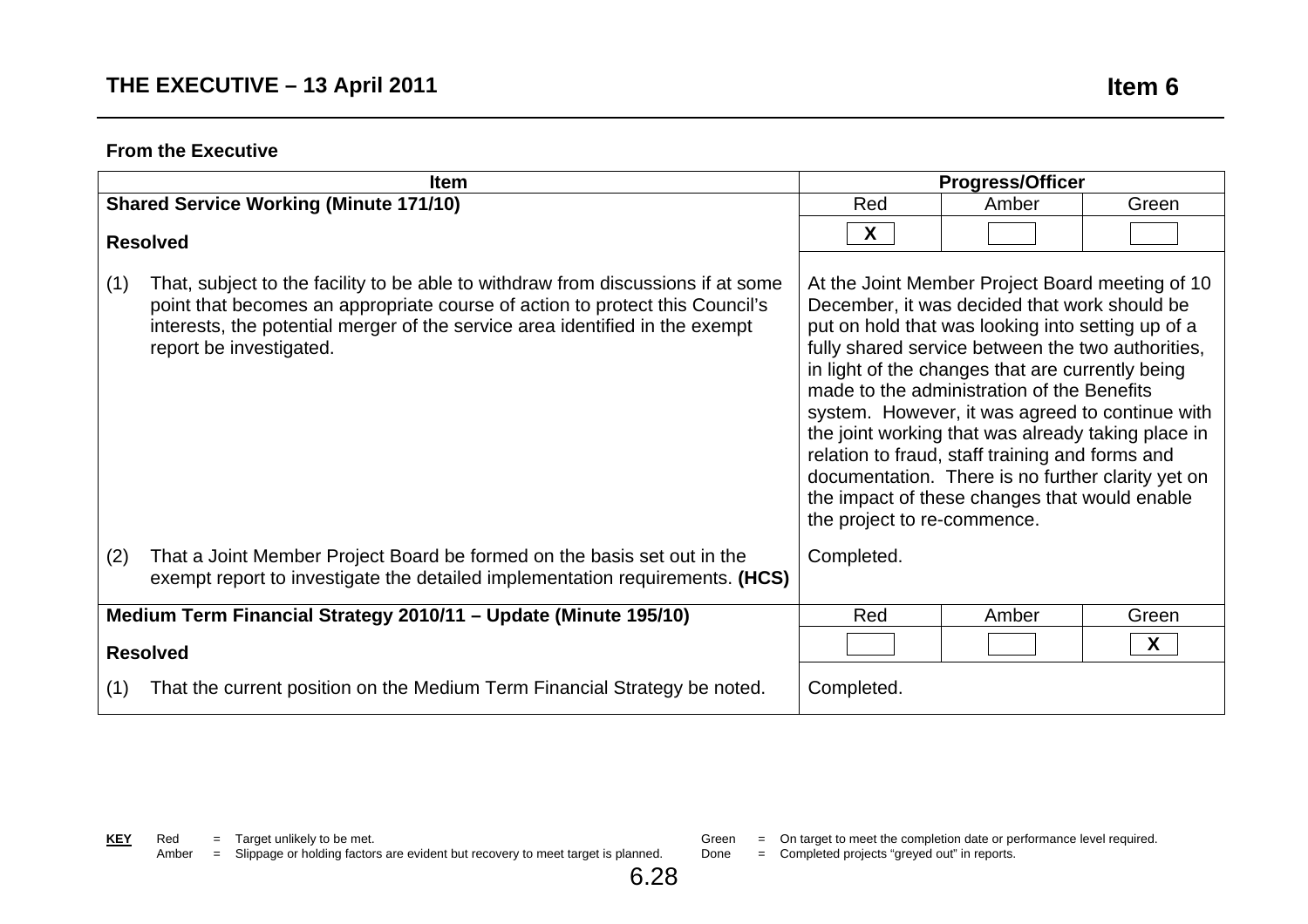**THE EXECUTIVE – 13 April 2011** **Item 6**

**From the Executive**

| Item | Progress/Officer | | |
|---|---|---|---|
| **Shared Service Working (Minute 171/10)** | Red | Amber | Green |
| **Resolved** | X | | |
| (1) That, subject to the facility to be able to withdraw from discussions if at some point that becomes an appropriate course of action to protect this Council's interests, the potential merger of the service area identified in the exempt report be investigated. | At the Joint Member Project Board meeting of 10 December, it was decided that work should be put on hold that was looking into setting up of a fully shared service between the two authorities, in light of the changes that are currently being made to the administration of the Benefits system. However, it was agreed to continue with the joint working that was already taking place in relation to fraud, staff training and forms and documentation. There is no further clarity yet on the impact of these changes that would enable the project to re-commence. | | |
| (2) That a Joint Member Project Board be formed on the basis set out in the exempt report to investigate the detailed implementation requirements. **(HCS)** | Completed. | | |
| **Medium Term Financial Strategy 2010/11 – Update (Minute 195/10)** | Red | Amber | Green |
| **Resolved** | | | X |
| (1) That the current position on the Medium Term Financial Strategy be noted. | Completed. | | |

**KEY**
Red = Target unlikely to be met.
Amber = Slippage or holding factors are evident but recovery to meet target is planned.
Green = On target to meet the completion date or performance level required.
Done = Completed projects "greyed out" in reports.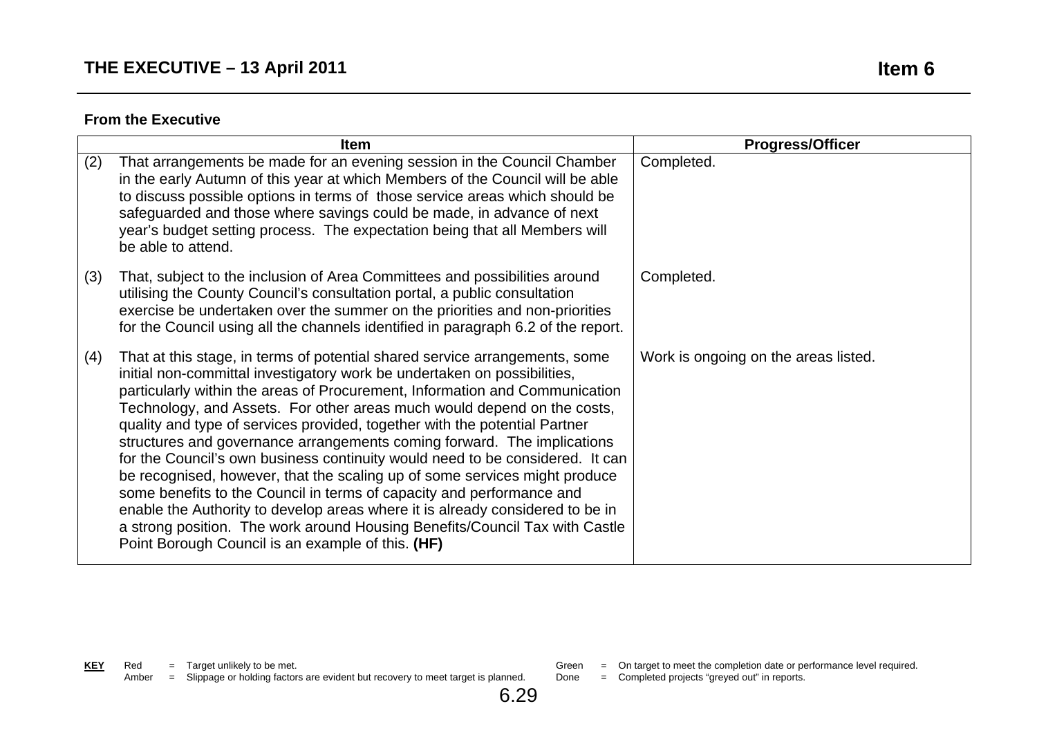## THE EXECUTIVE – 13 April 2011

**Item 6**

**From the Executive**

| | Item | Progress/Officer |
|---|---|---|
| (2) | That arrangements be made for an evening session in the Council Chamber in the early Autumn of this year at which Members of the Council will be able to discuss possible options in terms of those service areas which should be safeguarded and those where savings could be made, in advance of next year's budget setting process. The expectation being that all Members will be able to attend. | Completed. |
| (3) | That, subject to the inclusion of Area Committees and possibilities around utilising the County Council's consultation portal, a public consultation exercise be undertaken over the summer on the priorities and non-priorities for the Council using all the channels identified in paragraph 6.2 of the report. | Completed. |
| (4) | That at this stage, in terms of potential shared service arrangements, some initial non-committal investigatory work be undertaken on possibilities, particularly within the areas of Procurement, Information and Communication Technology, and Assets. For other areas much would depend on the costs, quality and type of services provided, together with the potential Partner structures and governance arrangements coming forward. The implications for the Council's own business continuity would need to be considered. It can be recognised, however, that the scaling up of some services might produce some benefits to the Council in terms of capacity and performance and enable the Authority to develop areas where it is already considered to be in a strong position. The work around Housing Benefits/Council Tax with Castle Point Borough Council is an example of this. **(HF)** | Work is ongoing on the areas listed. |

**KEY** Red = Target unlikely to be met.
Amber = Slippage or holding factors are evident but recovery to meet target is planned.
Green = On target to meet the completion date or performance level required.
Done = Completed projects "greyed out" in reports.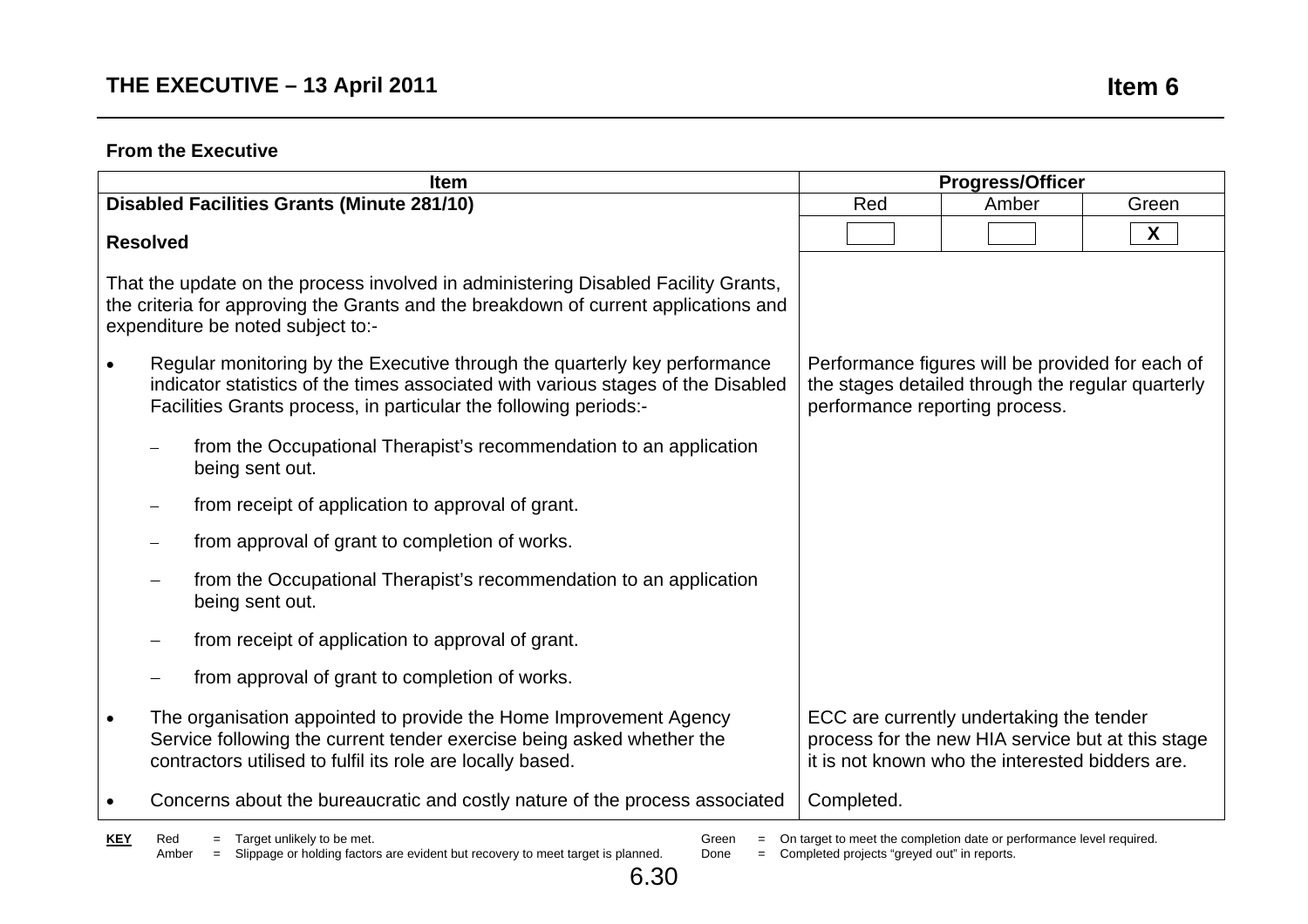## THE EXECUTIVE – 13 April 2011

**Item 6**

**From the Executive**

| Item | Progress/Officer | | |
|---|---|---|---|
| **Disabled Facilities Grants (Minute 281/10)** | Red | Amber | Green |
| **Resolved** | | | X |
| That the update on the process involved in administering Disabled Facility Grants, the criteria for approving the Grants and the breakdown of current applications and expenditure be noted subject to:- | | | |
| • Regular monitoring by the Executive through the quarterly key performance indicator statistics of the times associated with various stages of the Disabled Facilities Grants process, in particular the following periods:- | Performance figures will be provided for each of the stages detailed through the regular quarterly performance reporting process. | | |
| – from the Occupational Therapist's recommendation to an application being sent out. | | | |
| – from receipt of application to approval of grant. | | | |
| – from approval of grant to completion of works. | | | |
| – from the Occupational Therapist's recommendation to an application being sent out. | | | |
| – from receipt of application to approval of grant. | | | |
| – from approval of grant to completion of works. | | | |
| • The organisation appointed to provide the Home Improvement Agency Service following the current tender exercise being asked whether the contractors utilised to fulfil its role are locally based. | ECC are currently undertaking the tender process for the new HIA service but at this stage it is not known who the interested bidders are. | | |
| • Concerns about the bureaucratic and costly nature of the process associated | Completed. | | |

**KEY** Red = Target unlikely to be met. Amber = Slippage or holding factors are evident but recovery to meet target is planned. Green = On target to meet the completion date or performance level required. Done = Completed projects "greyed out" in reports.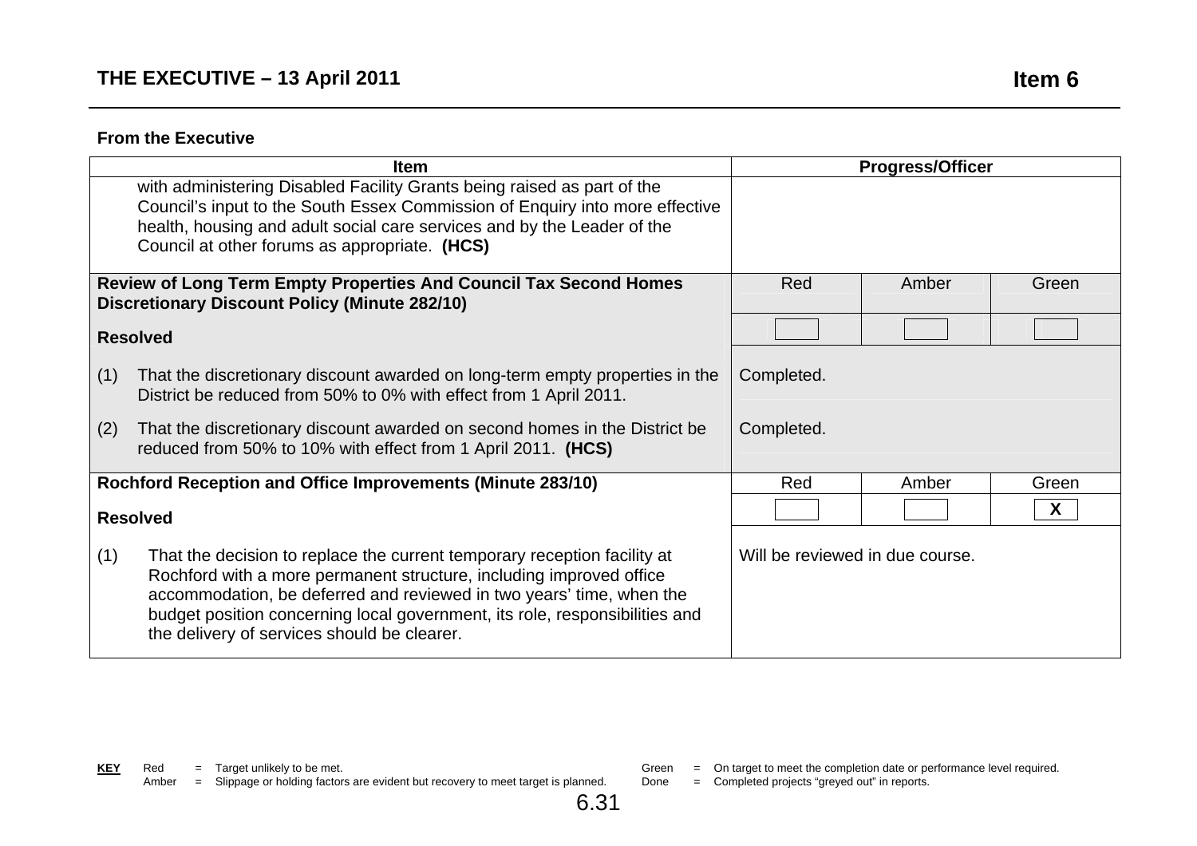**THE EXECUTIVE – 13 April 2011** **Item 6**

**From the Executive**

| Item | Progress/Officer | | |
|---|---|---|---|
| with administering Disabled Facility Grants being raised as part of the Council's input to the South Essex Commission of Enquiry into more effective health, housing and adult social care services and by the Leader of the Council at other forums as appropriate. **(HCS)** | | | |
| **Review of Long Term Empty Properties And Council Tax Second Homes Discretionary Discount Policy (Minute 282/10)** | Red | Amber | Green |
| **Resolved** | | | |
| (1) That the discretionary discount awarded on long-term empty properties in the District be reduced from 50% to 0% with effect from 1 April 2011. | Completed. | | |
| (2) That the discretionary discount awarded on second homes in the District be reduced from 50% to 10% with effect from 1 April 2011. **(HCS)** | Completed. | | |
| **Rochford Reception and Office Improvements (Minute 283/10)** | Red | Amber | Green |
| **Resolved** | | | X |
| (1) That the decision to replace the current temporary reception facility at Rochford with a more permanent structure, including improved office accommodation, be deferred and reviewed in two years' time, when the budget position concerning local government, its role, responsibilities and the delivery of services should be clearer. | Will be reviewed in due course. | | |

**KEY**
Red = Target unlikely to be met.
Amber = Slippage or holding factors are evident but recovery to meet target is planned.
Green = On target to meet the completion date or performance level required.
Done = Completed projects "greyed out" in reports.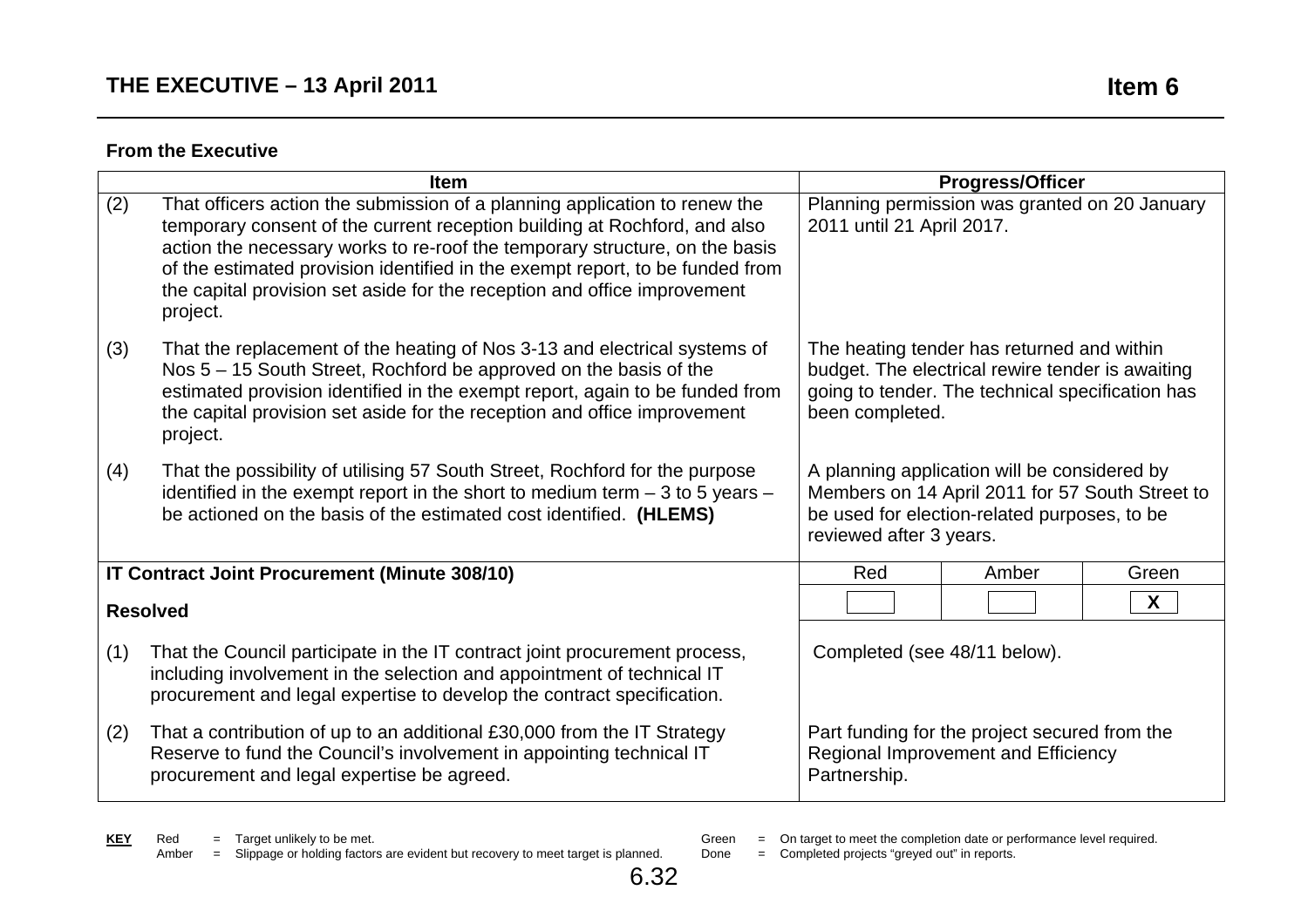**From the Executive**

| Item | | Progress/Officer | | |
|---|---|---|---|---|
| (2) | That officers action the submission of a planning application to renew the temporary consent of the current reception building at Rochford, and also action the necessary works to re-roof the temporary structure, on the basis of the estimated provision identified in the exempt report, to be funded from the capital provision set aside for the reception and office improvement project. | Planning permission was granted on 20 January 2011 until 21 April 2017. | | |
| (3) | That the replacement of the heating of Nos 3-13 and electrical systems of Nos 5 – 15 South Street, Rochford be approved on the basis of the estimated provision identified in the exempt report, again to be funded from the capital provision set aside for the reception and office improvement project. | The heating tender has returned and within budget. The electrical rewire tender is awaiting going to tender. The technical specification has been completed. | | |
| (4) | That the possibility of utilising 57 South Street, Rochford for the purpose identified in the exempt report in the short to medium term – 3 to 5 years – be actioned on the basis of the estimated cost identified. **(HLEMS)** | A planning application will be considered by Members on 14 April 2011 for 57 South Street to be used for election-related purposes, to be reviewed after 3 years. | | |
| **IT Contract Joint Procurement (Minute 308/10)** | | Red | Amber | Green |
| **Resolved** | | | | X |
| (1) | That the Council participate in the IT contract joint procurement process, including involvement in the selection and appointment of technical IT procurement and legal expertise to develop the contract specification. | Completed (see 48/11 below). | | |
| (2) | That a contribution of up to an additional £30,000 from the IT Strategy Reserve to fund the Council's involvement in appointing technical IT procurement and legal expertise be agreed. | Part funding for the project secured from the Regional Improvement and Efficiency Partnership. | | |

**KEY**
Red = Target unlikely to be met.
Amber = Slippage or holding factors are evident but recovery to meet target is planned.
Green = On target to meet the completion date or performance level required.
Done = Completed projects "greyed out" in reports.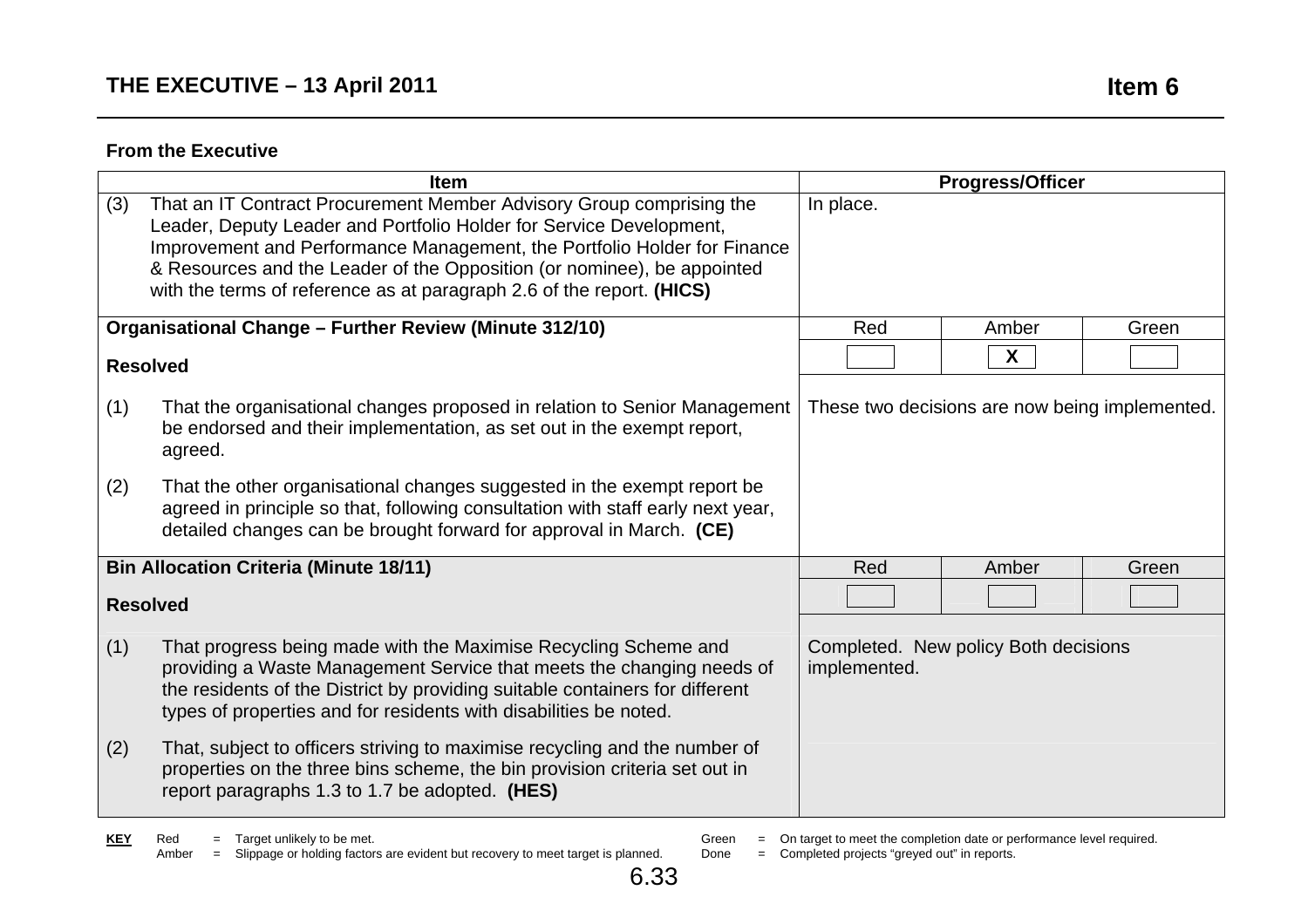## THE EXECUTIVE – 13 April 2011

**Item 6**

**From the Executive**

| Item | Progress/Officer | | |
|---|---|---|---|
| (3) That an IT Contract Procurement Member Advisory Group comprising the Leader, Deputy Leader and Portfolio Holder for Service Development, Improvement and Performance Management, the Portfolio Holder for Finance & Resources and the Leader of the Opposition (or nominee), be appointed with the terms of reference as at paragraph 2.6 of the report. **(HICS)** | In place. | | |
| **Organisational Change – Further Review (Minute 312/10)** | Red | Amber | Green |
| **Resolved** | | X | |
| (1) That the organisational changes proposed in relation to Senior Management be endorsed and their implementation, as set out in the exempt report, agreed.<br><br>(2) That the other organisational changes suggested in the exempt report be agreed in principle so that, following consultation with staff early next year, detailed changes can be brought forward for approval in March. **(CE)** | These two decisions are now being implemented. | | |
| **Bin Allocation Criteria (Minute 18/11)** | Red | Amber | Green |
| **Resolved** | | | |
| (1) That progress being made with the Maximise Recycling Scheme and providing a Waste Management Service that meets the changing needs of the residents of the District by providing suitable containers for different types of properties and for residents with disabilities be noted.<br><br>(2) That, subject to officers striving to maximise recycling and the number of properties on the three bins scheme, the bin provision criteria set out in report paragraphs 1.3 to 1.7 be adopted. **(HES)** | Completed. New policy Both decisions implemented. | | |

**KEY**
Red = Target unlikely to be met.
Amber = Slippage or holding factors are evident but recovery to meet target is planned.
Green = On target to meet the completion date or performance level required.
Done = Completed projects "greyed out" in reports.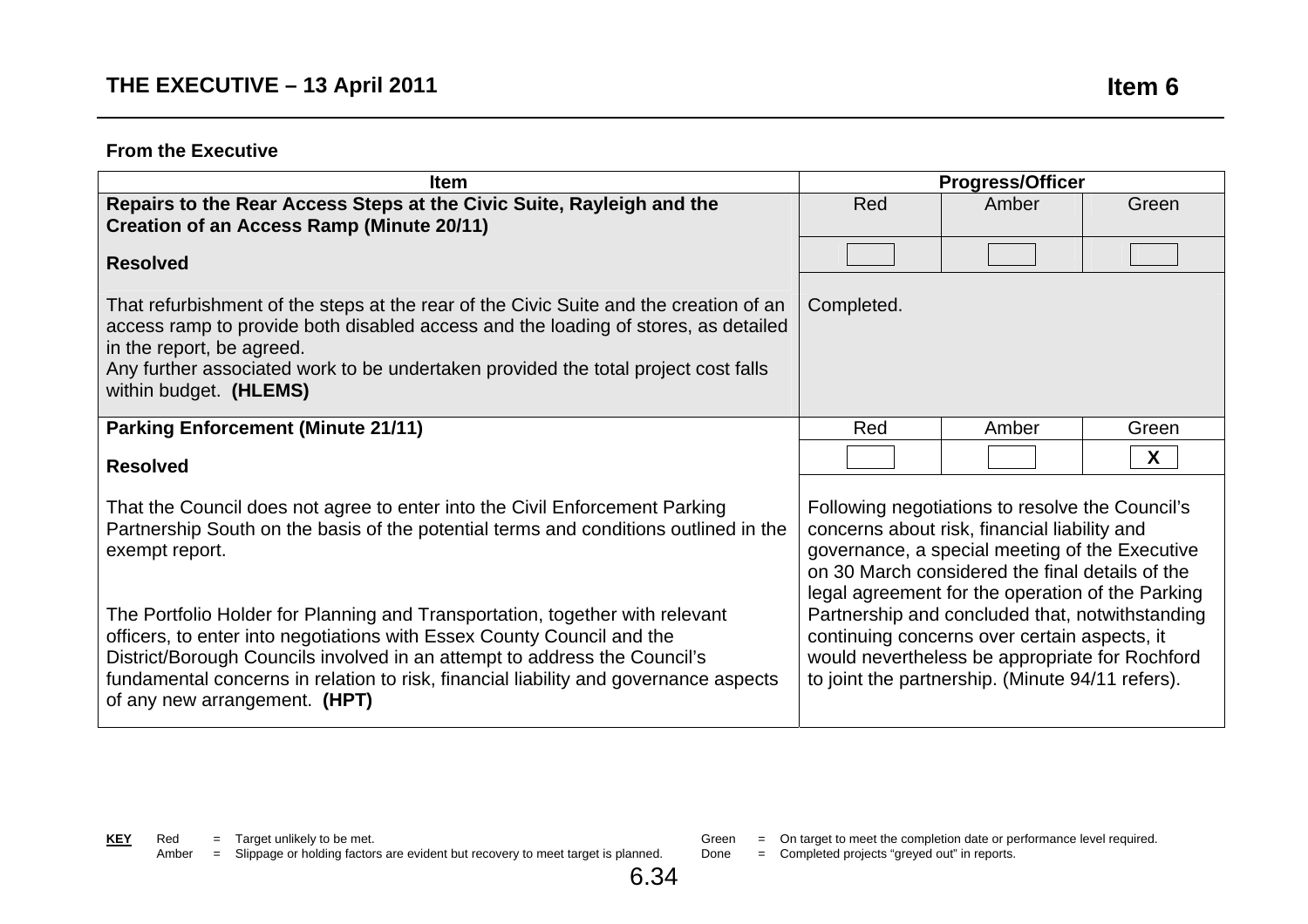## THE EXECUTIVE – 13 April 2011

**Item 6**

**From the Executive**

| Item | Progress/Officer | | |
|---|---|---|---|
| **Repairs to the Rear Access Steps at the Civic Suite, Rayleigh and the Creation of an Access Ramp (Minute 20/11)** | Red | Amber | Green |
| **Resolved** | | | |
| That refurbishment of the steps at the rear of the Civic Suite and the creation of an access ramp to provide both disabled access and the loading of stores, as detailed in the report, be agreed.<br>Any further associated work to be undertaken provided the total project cost falls within budget. **(HLEMS)** | Completed. | | |
| **Parking Enforcement (Minute 21/11)** | Red | Amber | Green |
| **Resolved** | | | X |
| That the Council does not agree to enter into the Civil Enforcement Parking Partnership South on the basis of the potential terms and conditions outlined in the exempt report.<br><br>The Portfolio Holder for Planning and Transportation, together with relevant officers, to enter into negotiations with Essex County Council and the District/Borough Councils involved in an attempt to address the Council's fundamental concerns in relation to risk, financial liability and governance aspects of any new arrangement. **(HPT)** | Following negotiations to resolve the Council's concerns about risk, financial liability and governance, a special meeting of the Executive on 30 March considered the final details of the legal agreement for the operation of the Parking Partnership and concluded that, notwithstanding continuing concerns over certain aspects, it would nevertheless be appropriate for Rochford to joint the partnership. (Minute 94/11 refers). | | |

**KEY**
Red = Target unlikely to be met.
Amber = Slippage or holding factors are evident but recovery to meet target is planned.
Green = On target to meet the completion date or performance level required.
Done = Completed projects "greyed out" in reports.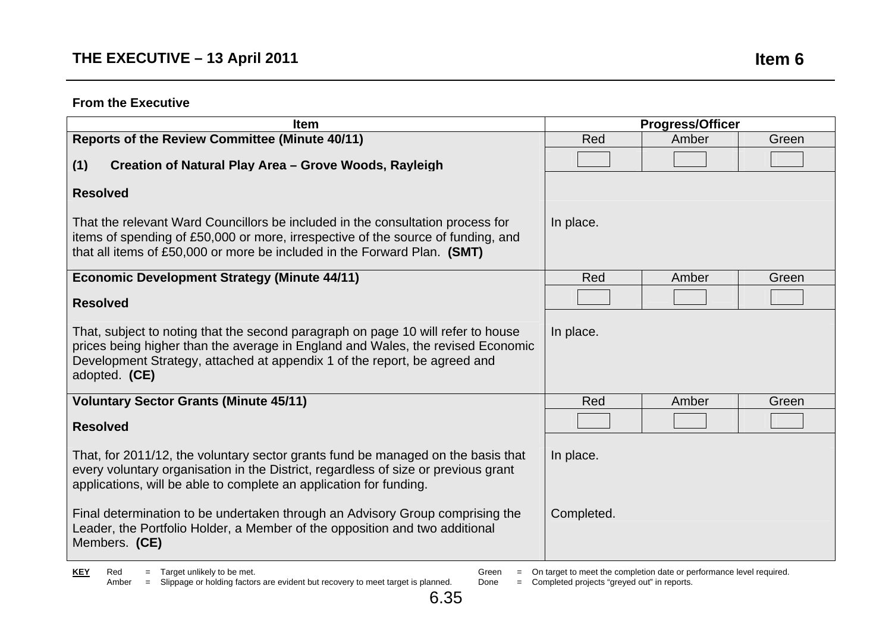**THE EXECUTIVE – 13 April 2011** **Item 6**

**From the Executive**

| Item | Progress/Officer | | |
|---|---|---|---|
| **Reports of the Review Committee (Minute 40/11)** | Red | Amber | Green |
| **(1) Creation of Natural Play Area – Grove Woods, Rayleigh** | | | |
| **Resolved** | | | |
| That the relevant Ward Councillors be included in the consultation process for items of spending of £50,000 or more, irrespective of the source of funding, and that all items of £50,000 or more be included in the Forward Plan. **(SMT)** | In place. | | |
| **Economic Development Strategy (Minute 44/11)** | Red | Amber | Green |
| **Resolved** | | | |
| That, subject to noting that the second paragraph on page 10 will refer to house prices being higher than the average in England and Wales, the revised Economic Development Strategy, attached at appendix 1 of the report, be agreed and adopted. **(CE)** | In place. | | |
| **Voluntary Sector Grants (Minute 45/11)** | Red | Amber | Green |
| **Resolved** | | | |
| That, for 2011/12, the voluntary sector grants fund be managed on the basis that every voluntary organisation in the District, regardless of size or previous grant applications, will be able to complete an application for funding. | In place. | | |
| Final determination to be undertaken through an Advisory Group comprising the Leader, the Portfolio Holder, a Member of the opposition and two additional Members. **(CE)** | Completed. | | |

**KEY** Red = Target unlikely to be met.
Amber = Slippage or holding factors are evident but recovery to meet target is planned.
Green = On target to meet the completion date or performance level required.
Done = Completed projects "greyed out" in reports.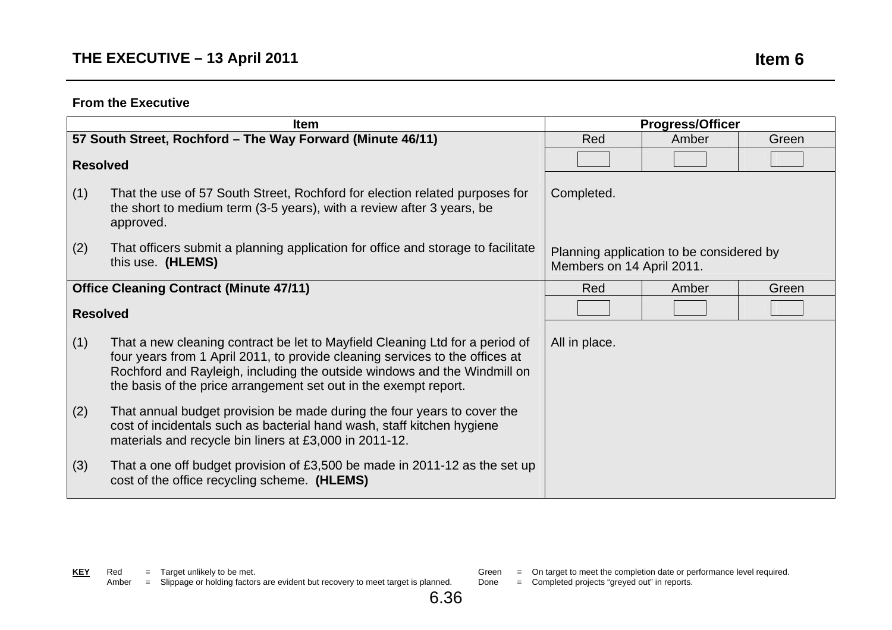## THE EXECUTIVE – 13 April 2011

**Item 6**

**From the Executive**

| Item | Progress/Officer | | |
|---|---|---|---|
| **57 South Street, Rochford – The Way Forward (Minute 46/11)** | Red | Amber | Green |
| **Resolved** | | | |
| (1) That the use of 57 South Street, Rochford for election related purposes for the short to medium term (3-5 years), with a review after 3 years, be approved. | Completed. | | |
| (2) That officers submit a planning application for office and storage to facilitate this use. **(HLEMS)** | Planning application to be considered by Members on 14 April 2011. | | |
| **Office Cleaning Contract (Minute 47/11)** | Red | Amber | Green |
| **Resolved** | | | |
| (1) That a new cleaning contract be let to Mayfield Cleaning Ltd for a period of four years from 1 April 2011, to provide cleaning services to the offices at Rochford and Rayleigh, including the outside windows and the Windmill on the basis of the price arrangement set out in the exempt report. | All in place. | | |
| (2) That annual budget provision be made during the four years to cover the cost of incidentals such as bacterial hand wash, staff kitchen hygiene materials and recycle bin liners at £3,000 in 2011-12. | | | |
| (3) That a one off budget provision of £3,500 be made in 2011-12 as the set up cost of the office recycling scheme. **(HLEMS)** | | | |

**KEY**
Red = Target unlikely to be met.
Amber = Slippage or holding factors are evident but recovery to meet target is planned.
Green = On target to meet the completion date or performance level required.
Done = Completed projects "greyed out" in reports.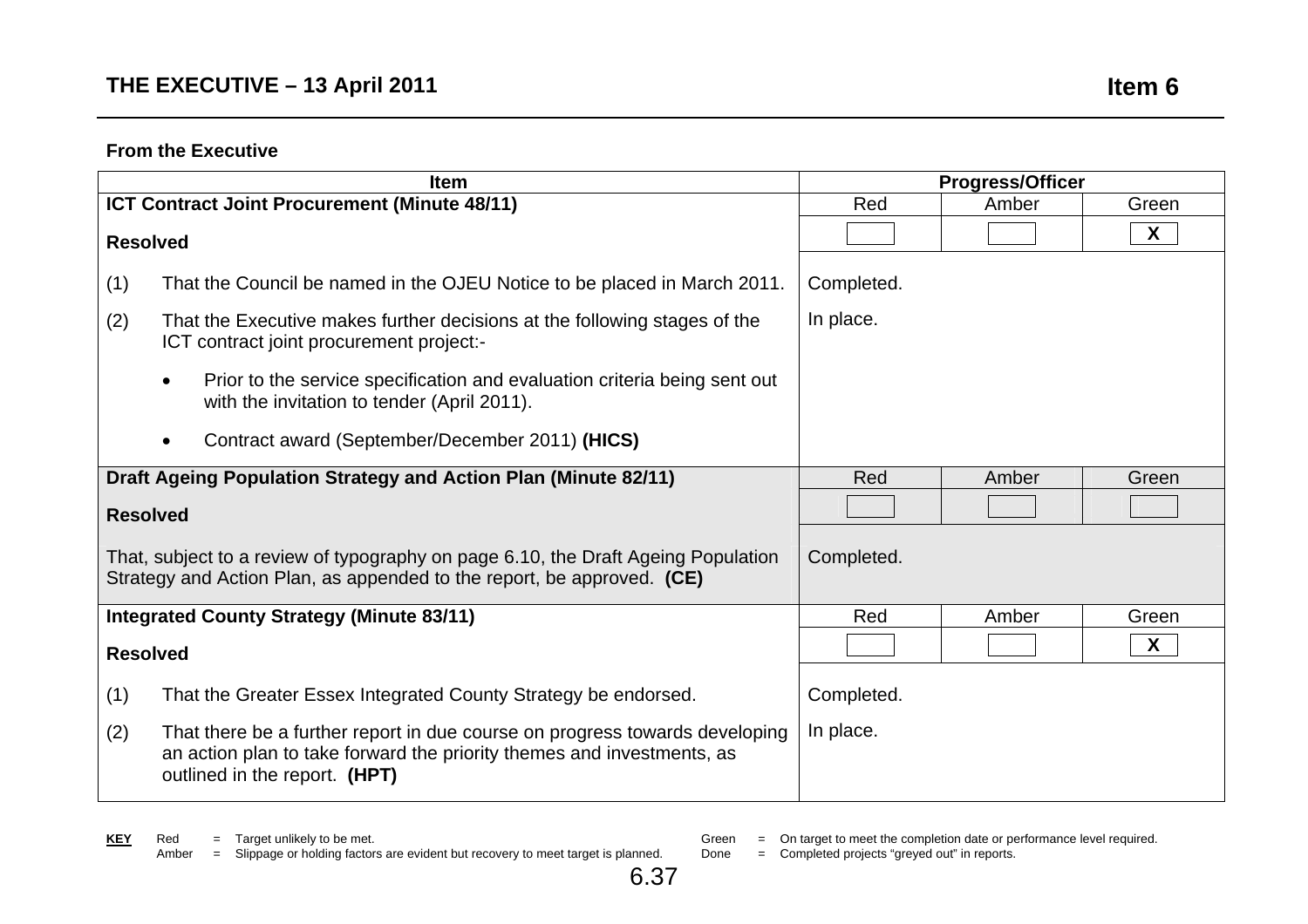**THE EXECUTIVE – 13 April 2011** **Item 6**

**From the Executive**

| Item | Progress/Officer | | |
|---|---|---|---|
| **ICT Contract Joint Procurement (Minute 48/11)** | Red | Amber | Green |
| **Resolved** | | | X |
| (1) That the Council be named in the OJEU Notice to be placed in March 2011. | Completed. | | |
| (2) That the Executive makes further decisions at the following stages of the ICT contract joint procurement project:-<br>• Prior to the service specification and evaluation criteria being sent out with the invitation to tender (April 2011).<br>• Contract award (September/December 2011) **(HICS)** | In place. | | |
| **Draft Ageing Population Strategy and Action Plan (Minute 82/11)** | Red | Amber | Green |
| **Resolved** | | | |
| That, subject to a review of typography on page 6.10, the Draft Ageing Population Strategy and Action Plan, as appended to the report, be approved. **(CE)** | Completed. | | |
| **Integrated County Strategy (Minute 83/11)** | Red | Amber | Green |
| **Resolved** | | | X |
| (1) That the Greater Essex Integrated County Strategy be endorsed. | Completed. | | |
| (2) That there be a further report in due course on progress towards developing an action plan to take forward the priority themes and investments, as outlined in the report. **(HPT)** | In place. | | |

**KEY**
Red = Target unlikely to be met.
Amber = Slippage or holding factors are evident but recovery to meet target is planned.
Green = On target to meet the completion date or performance level required.
Done = Completed projects "greyed out" in reports.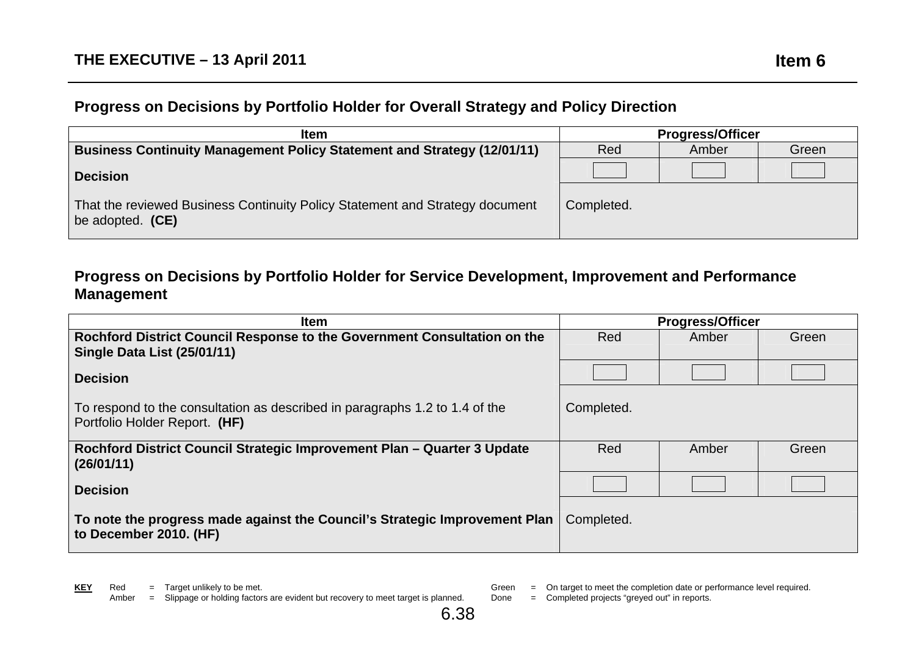**THE EXECUTIVE – 13 April 2011** **Item 6**

## Progress on Decisions by Portfolio Holder for Overall Strategy and Policy Direction

| Item | Progress/Officer | | |
|---|---|---|---|
| **Business Continuity Management Policy Statement and Strategy (12/01/11)** | Red | Amber | Green |
| **Decision** | | | |
| That the reviewed Business Continuity Policy Statement and Strategy document be adopted. **(CE)** | Completed. | | |

## Progress on Decisions by Portfolio Holder for Service Development, Improvement and Performance Management

| Item | Progress/Officer | | |
|---|---|---|---|
| **Rochford District Council Response to the Government Consultation on the Single Data List (25/01/11)** | Red | Amber | Green |
| **Decision** | | | |
| To respond to the consultation as described in paragraphs 1.2 to 1.4 of the Portfolio Holder Report. **(HF)** | Completed. | | |
| **Rochford District Council Strategic Improvement Plan – Quarter 3 Update (26/01/11)** | Red | Amber | Green |
| **Decision** | | | |
| **To note the progress made against the Council's Strategic Improvement Plan to December 2010. (HF)** | Completed. | | |

**KEY**
Red = Target unlikely to be met.
Amber = Slippage or holding factors are evident but recovery to meet target is planned.
Green = On target to meet the completion date or performance level required.
Done = Completed projects "greyed out" in reports.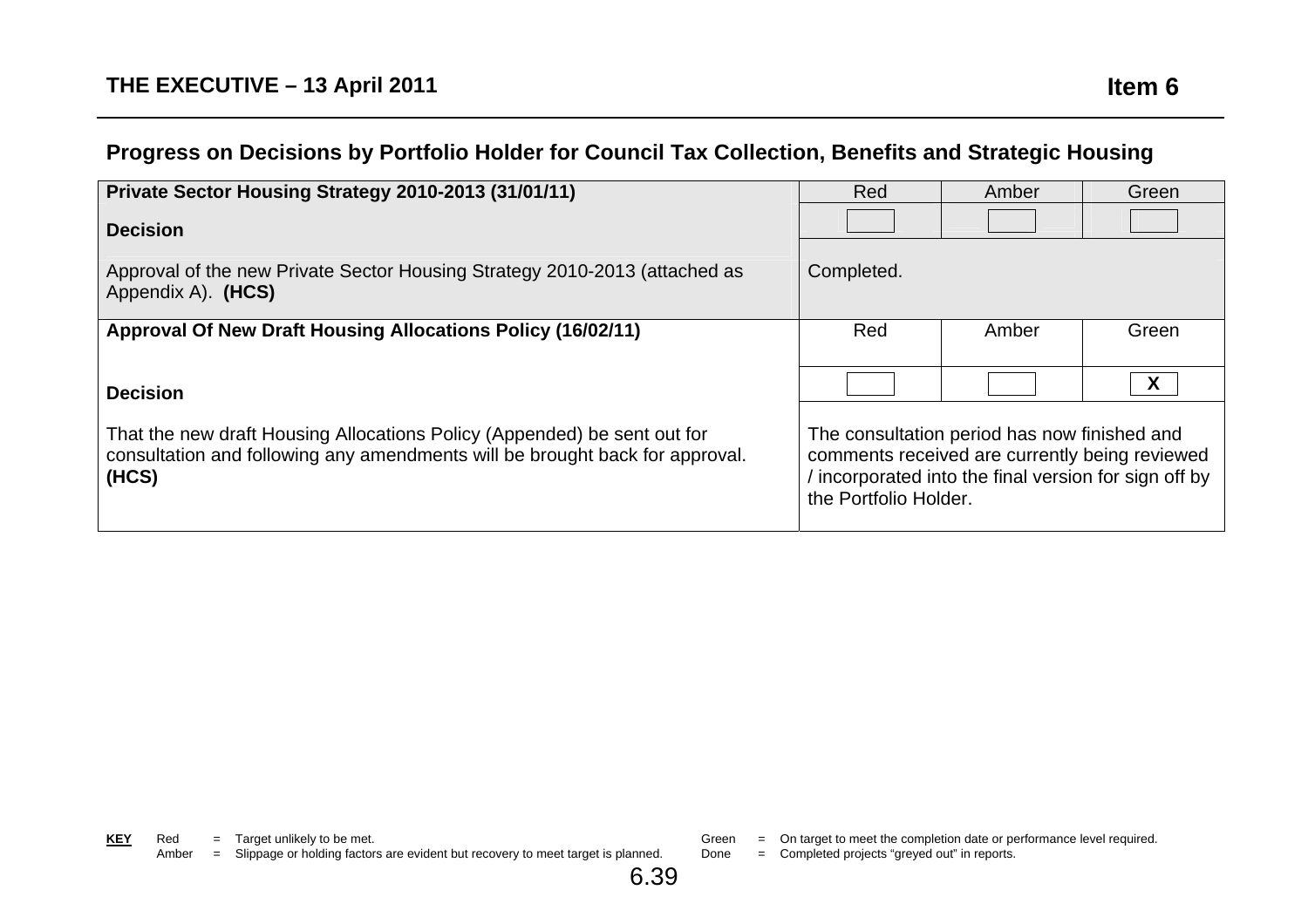**THE EXECUTIVE – 13 April 2011** **Item 6**

## Progress on Decisions by Portfolio Holder for Council Tax Collection, Benefits and Strategic Housing

| **Private Sector Housing Strategy 2010-2013 (31/01/11)** | Red | Amber | Green |
|---|---|---|---|
| **Decision** | | | |
| Approval of the new Private Sector Housing Strategy 2010-2013 (attached as Appendix A). **(HCS)** | Completed. | | |

| **Approval Of New Draft Housing Allocations Policy (16/02/11)** | Red | Amber | Green |
|---|---|---|---|
| **Decision** | | | X |
| That the new draft Housing Allocations Policy (Appended) be sent out for consultation and following any amendments will be brought back for approval. **(HCS)** | The consultation period has now finished and comments received are currently being reviewed / incorporated into the final version for sign off by the Portfolio Holder. | | |

**KEY**
Red = Target unlikely to be met.
Amber = Slippage or holding factors are evident but recovery to meet target is planned.
Green = On target to meet the completion date or performance level required.
Done = Completed projects "greyed out" in reports.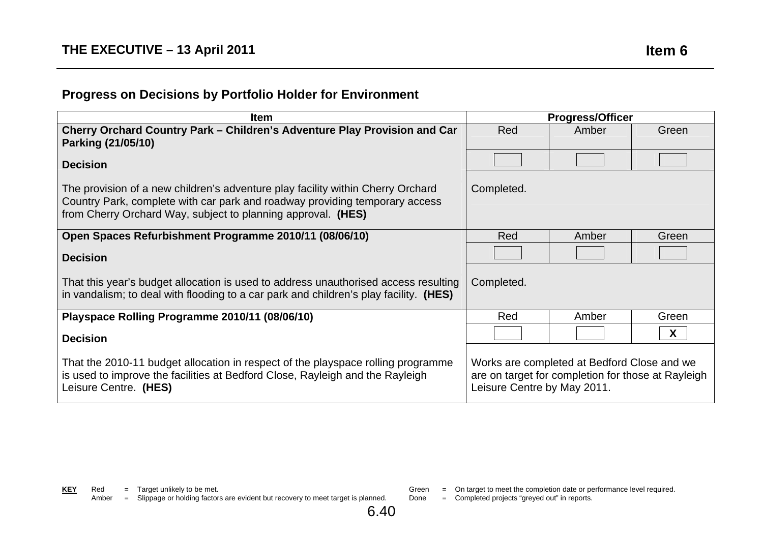**THE EXECUTIVE – 13 April 2011** **Item 6**

## Progress on Decisions by Portfolio Holder for Environment

| Item | Progress/Officer | | |
|---|---|---|---|
| **Cherry Orchard Country Park – Children's Adventure Play Provision and Car Parking (21/05/10)** | Red | Amber | Green |
| **Decision** | | | |
| The provision of a new children's adventure play facility within Cherry Orchard Country Park, complete with car park and roadway providing temporary access from Cherry Orchard Way, subject to planning approval. **(HES)** | Completed. | | |
| **Open Spaces Refurbishment Programme 2010/11 (08/06/10)** | Red | Amber | Green |
| **Decision** | | | |
| That this year's budget allocation is used to address unauthorised access resulting in vandalism; to deal with flooding to a car park and children's play facility. **(HES)** | Completed. | | |
| **Playspace Rolling Programme 2010/11 (08/06/10)** | Red | Amber | Green |
| **Decision** | | | X |
| That the 2010-11 budget allocation in respect of the playspace rolling programme is used to improve the facilities at Bedford Close, Rayleigh and the Rayleigh Leisure Centre. **(HES)** | Works are completed at Bedford Close and we are on target for completion for those at Rayleigh Leisure Centre by May 2011. | | |

**KEY**
Red = Target unlikely to be met.
Amber = Slippage or holding factors are evident but recovery to meet target is planned.
Green = On target to meet the completion date or performance level required.
Done = Completed projects "greyed out" in reports.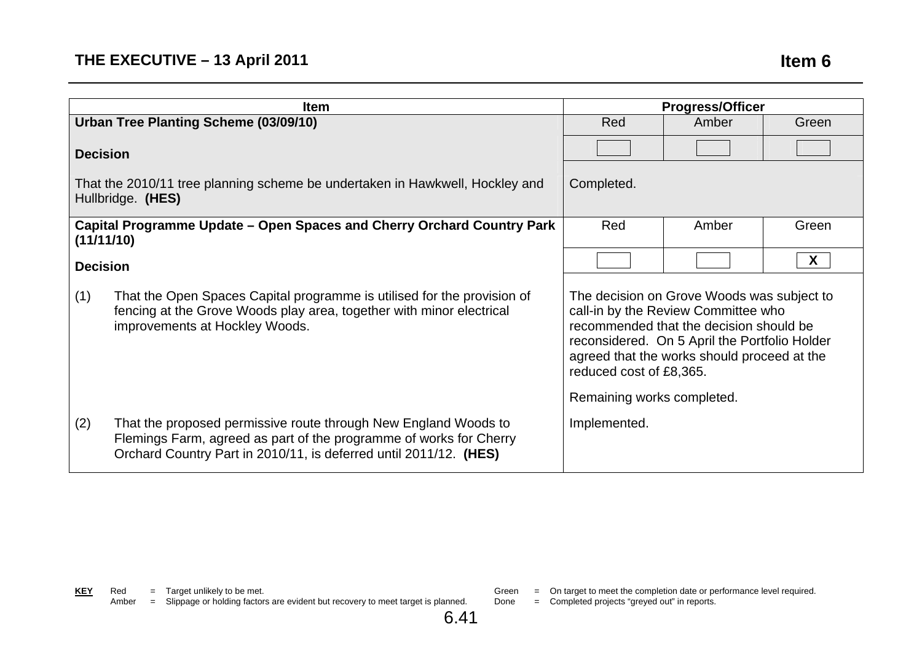**THE EXECUTIVE – 13 April 2011** **Item 6**

| Item | Progress/Officer | | |
|---|---|---|---|
| **Urban Tree Planting Scheme (03/09/10)** | Red | Amber | Green |
| **Decision** | | | |
| That the 2010/11 tree planning scheme be undertaken in Hawkwell, Hockley and Hullbridge. **(HES)** | Completed. | | |
| **Capital Programme Update – Open Spaces and Cherry Orchard Country Park (11/11/10)** | Red | Amber | Green |
| **Decision** | | | X |
| (1) That the Open Spaces Capital programme is utilised for the provision of fencing at the Grove Woods play area, together with minor electrical improvements at Hockley Woods. | The decision on Grove Woods was subject to call-in by the Review Committee who recommended that the decision should be reconsidered. On 5 April the Portfolio Holder agreed that the works should proceed at the reduced cost of £8,365. Remaining works completed. | | |
| (2) That the proposed permissive route through New England Woods to Flemings Farm, agreed as part of the programme of works for Cherry Orchard Country Part in 2010/11, is deferred until 2011/12. **(HES)** | Implemented. | | |

**KEY** Red = Target unlikely to be met.
Amber = Slippage or holding factors are evident but recovery to meet target is planned.
Green = On target to meet the completion date or performance level required.
Done = Completed projects "greyed out" in reports.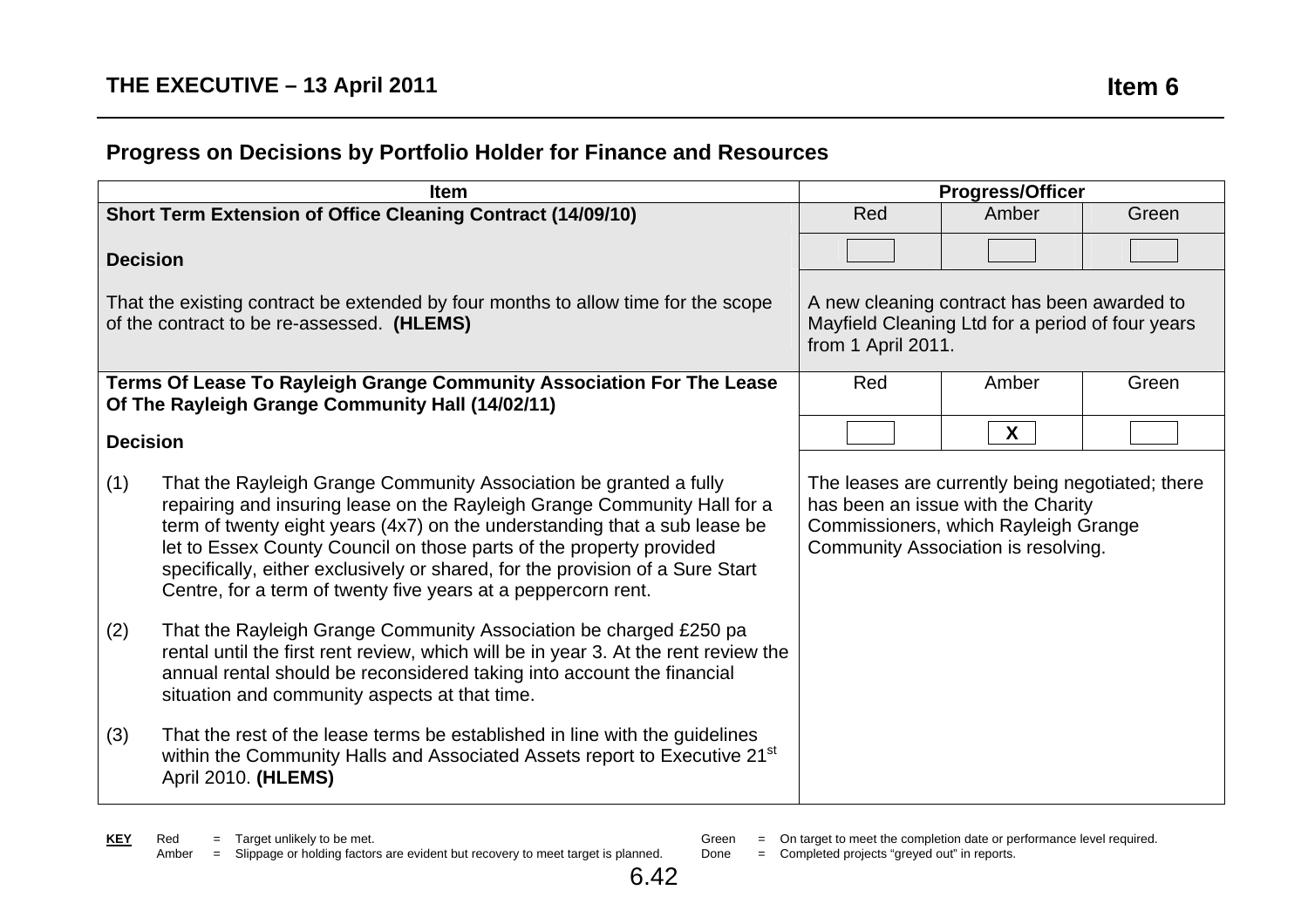## THE EXECUTIVE – 13 April 2011

**Item 6**

### Progress on Decisions by Portfolio Holder for Finance and Resources

| Item | Progress/Officer | | |
|---|---|---|---|
| **Short Term Extension of Office Cleaning Contract (14/09/10)** | Red | Amber | Green |
| **Decision** | | | |
| That the existing contract be extended by four months to allow time for the scope of the contract to be re-assessed. **(HLEMS)** | A new cleaning contract has been awarded to Mayfield Cleaning Ltd for a period of four years from 1 April 2011. | | |
| **Terms Of Lease To Rayleigh Grange Community Association For The Lease Of The Rayleigh Grange Community Hall (14/02/11)** | Red | Amber | Green |
| **Decision** | | X | |
| (1) That the Rayleigh Grange Community Association be granted a fully repairing and insuring lease on the Rayleigh Grange Community Hall for a term of twenty eight years (4x7) on the understanding that a sub lease be let to Essex County Council on those parts of the property provided specifically, either exclusively or shared, for the provision of a Sure Start Centre, for a term of twenty five years at a peppercorn rent.<br><br>(2) That the Rayleigh Grange Community Association be charged £250 pa rental until the first rent review, which will be in year 3. At the rent review the annual rental should be reconsidered taking into account the financial situation and community aspects at that time.<br><br>(3) That the rest of the lease terms be established in line with the guidelines within the Community Halls and Associated Assets report to Executive 21st April 2010. **(HLEMS)** | The leases are currently being negotiated; there has been an issue with the Charity Commissioners, which Rayleigh Grange Community Association is resolving. | | |

**KEY**
Red = Target unlikely to be met.
Amber = Slippage or holding factors are evident but recovery to meet target is planned.
Green = On target to meet the completion date or performance level required.
Done = Completed projects "greyed out" in reports.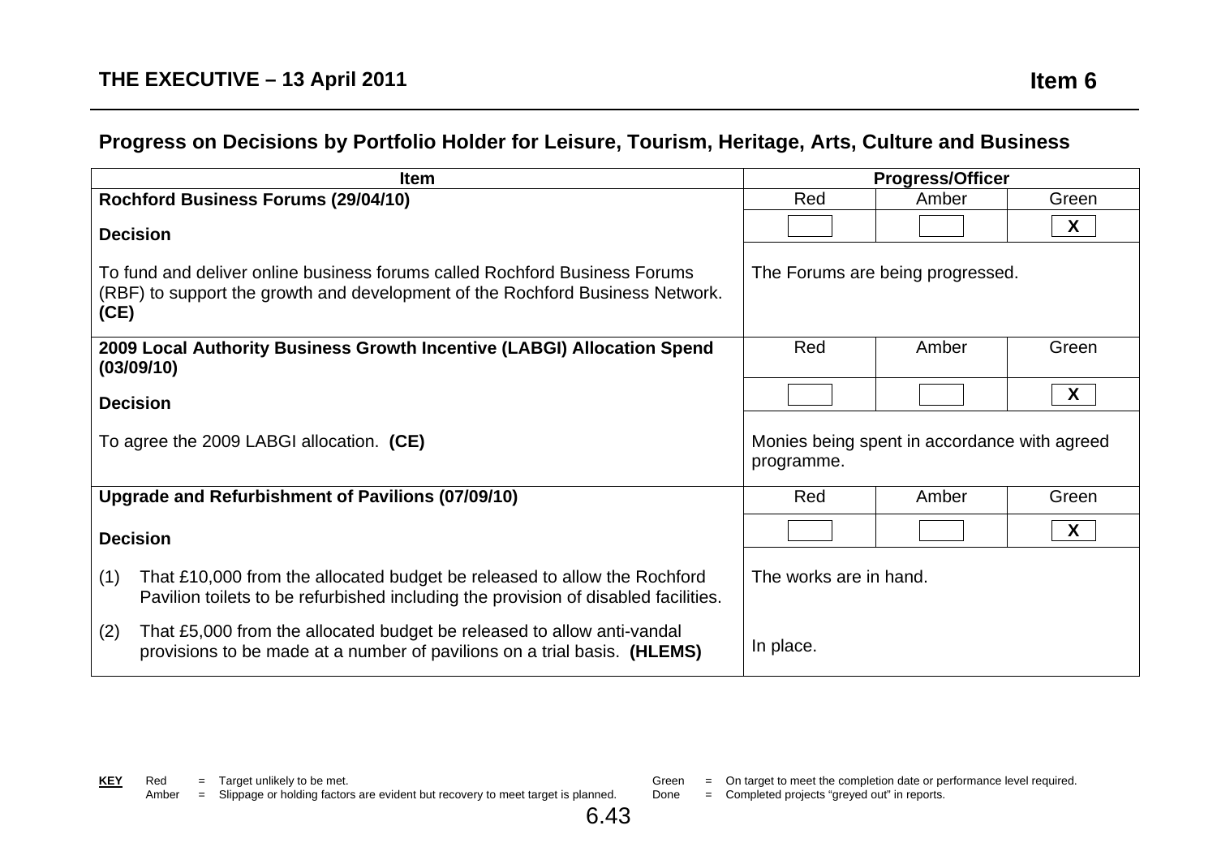**THE EXECUTIVE – 13 April 2011** **Item 6**

## Progress on Decisions by Portfolio Holder for Leisure, Tourism, Heritage, Arts, Culture and Business

| Item | Progress/Officer | | |
|---|---|---|---|
| **Rochford Business Forums (29/04/10)** | Red | Amber | Green |
| **Decision** | | | X |
| To fund and deliver online business forums called Rochford Business Forums (RBF) to support the growth and development of the Rochford Business Network. **(CE)** | The Forums are being progressed. | | |
| **2009 Local Authority Business Growth Incentive (LABGI) Allocation Spend (03/09/10)** | Red | Amber | Green |
| **Decision** | | | X |
| To agree the 2009 LABGI allocation. **(CE)** | Monies being spent in accordance with agreed programme. | | |
| **Upgrade and Refurbishment of Pavilions (07/09/10)** | Red | Amber | Green |
| **Decision** | | | X |
| (1) That £10,000 from the allocated budget be released to allow the Rochford Pavilion toilets to be refurbished including the provision of disabled facilities. | The works are in hand. | | |
| (2) That £5,000 from the allocated budget be released to allow anti-vandal provisions to be made at a number of pavilions on a trial basis. **(HLEMS)** | In place. | | |

**KEY**
Red = Target unlikely to be met.
Amber = Slippage or holding factors are evident but recovery to meet target is planned.
Green = On target to meet the completion date or performance level required.
Done = Completed projects "greyed out" in reports.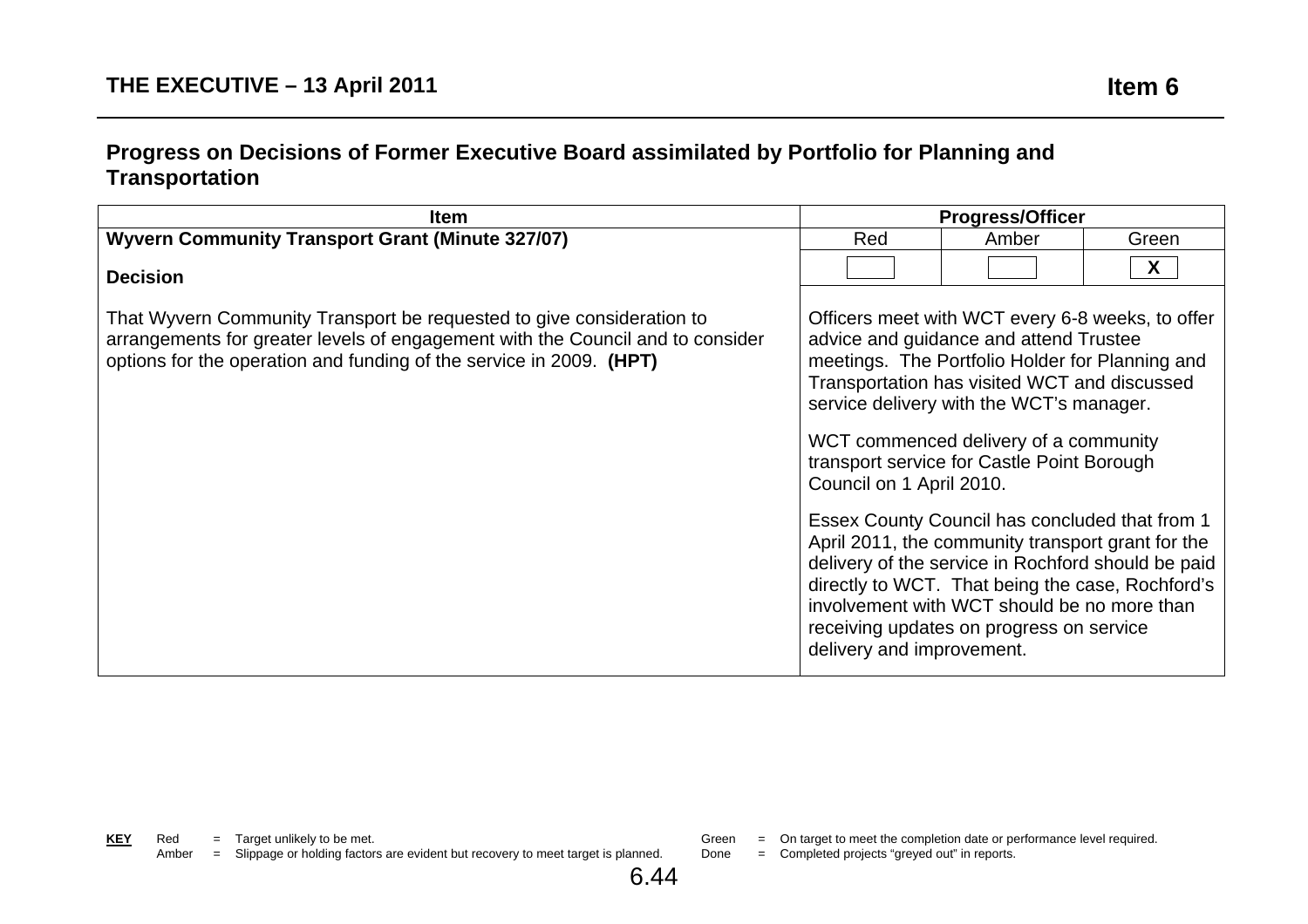## THE EXECUTIVE – 13 April 2011

**Item 6**

## Progress on Decisions of Former Executive Board assimilated by Portfolio for Planning and Transportation

| Item | Progress/Officer | | |
|---|---|---|---|
| **Wyvern Community Transport Grant (Minute 327/07)** | Red | Amber | Green |
| **Decision** | | | X |
| That Wyvern Community Transport be requested to give consideration to arrangements for greater levels of engagement with the Council and to consider options for the operation and funding of the service in 2009. **(HPT)** | Officers meet with WCT every 6-8 weeks, to offer advice and guidance and attend Trustee meetings. The Portfolio Holder for Planning and Transportation has visited WCT and discussed service delivery with the WCT's manager.<br><br>WCT commenced delivery of a community transport service for Castle Point Borough Council on 1 April 2010.<br><br>Essex County Council has concluded that from 1 April 2011, the community transport grant for the delivery of the service in Rochford should be paid directly to WCT. That being the case, Rochford's involvement with WCT should be no more than receiving updates on progress on service delivery and improvement. | | |

**KEY**

- Red = Target unlikely to be met.
- Amber = Slippage or holding factors are evident but recovery to meet target is planned.
- Green = On target to meet the completion date or performance level required.
- Done = Completed projects "greyed out" in reports.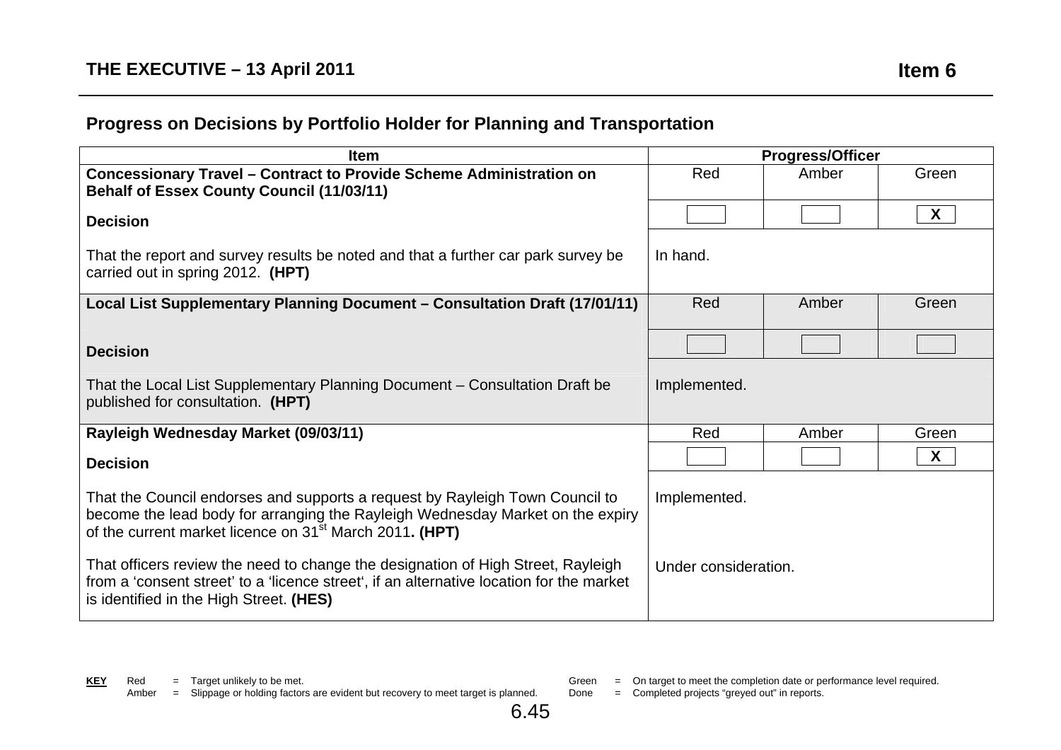## Progress on Decisions by Portfolio Holder for Planning and Transportation

| Item | Progress/Officer | | |
|---|---|---|---|
| **Concessionary Travel – Contract to Provide Scheme Administration on Behalf of Essex County Council (11/03/11)** | Red | Amber | Green |
| **Decision** | | | X |
| That the report and survey results be noted and that a further car park survey be carried out in spring 2012. **(HPT)** | In hand. | | |
| **Local List Supplementary Planning Document – Consultation Draft (17/01/11)** | Red | Amber | Green |
| **Decision** | | | |
| That the Local List Supplementary Planning Document – Consultation Draft be published for consultation. **(HPT)** | Implemented. | | |
| **Rayleigh Wednesday Market (09/03/11)** | Red | Amber | Green |
| **Decision** | | | X |
| That the Council endorses and supports a request by Rayleigh Town Council to become the lead body for arranging the Rayleigh Wednesday Market on the expiry of the current market licence on 31st March 2011**. (HPT)** | Implemented. | | |
| That officers review the need to change the designation of High Street, Rayleigh from a 'consent street' to a 'licence street', if an alternative location for the market is identified in the High Street. **(HES)** | Under consideration. | | |

**KEY**
- Red = Target unlikely to be met.
- Amber = Slippage or holding factors are evident but recovery to meet target is planned.
- Green = On target to meet the completion date or performance level required.
- Done = Completed projects "greyed out" in reports.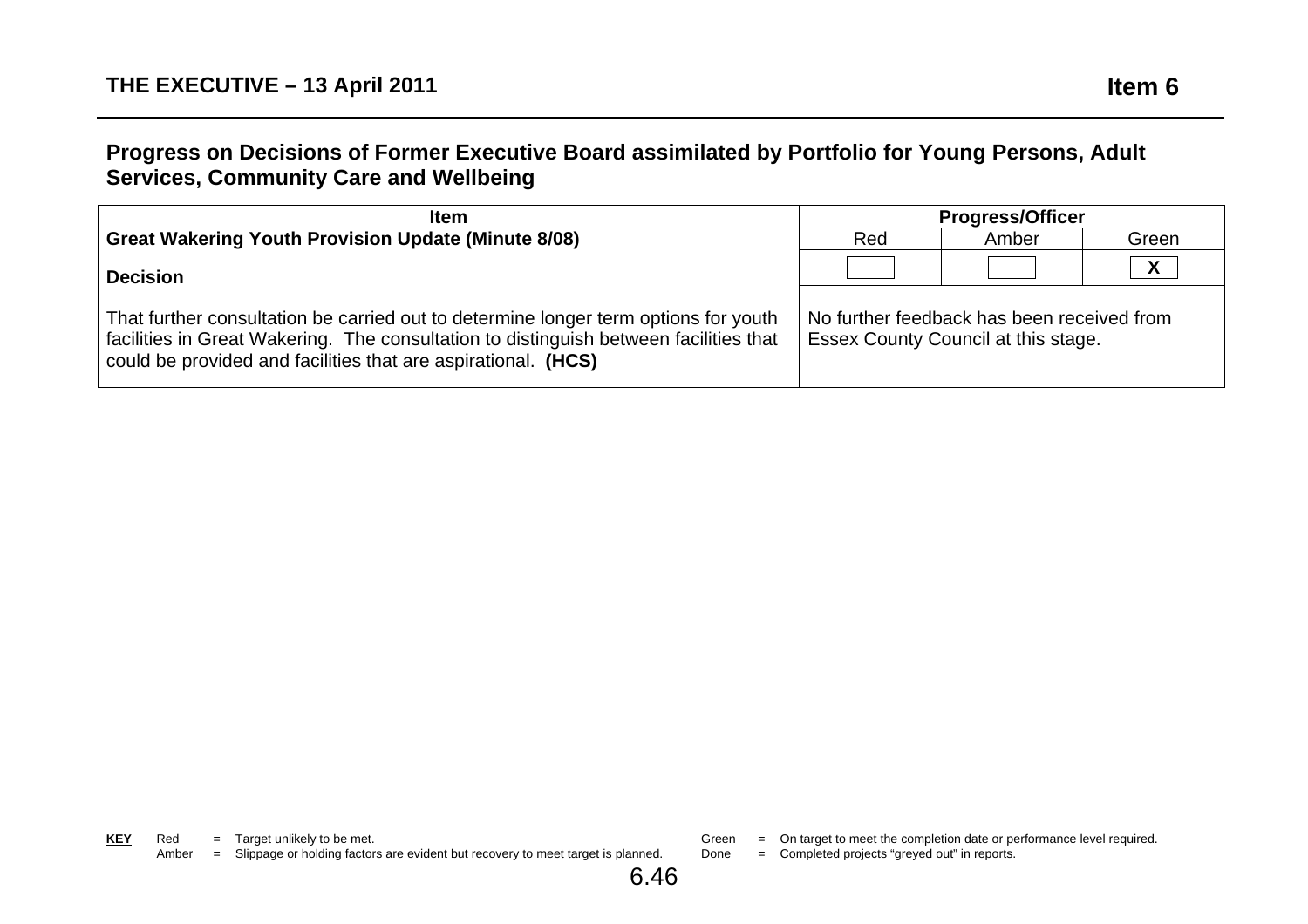## THE EXECUTIVE – 13 April 2011

**Item 6**

### Progress on Decisions of Former Executive Board assimilated by Portfolio for Young Persons, Adult Services, Community Care and Wellbeing

| Item | Progress/Officer | | |
|---|---|---|---|
| **Great Wakering Youth Provision Update (Minute 8/08)** | Red | Amber | Green |
| **Decision** | | | X |
| That further consultation be carried out to determine longer term options for youth facilities in Great Wakering. The consultation to distinguish between facilities that could be provided and facilities that are aspirational. **(HCS)** | No further feedback has been received from Essex County Council at this stage. | | |

**KEY**

Red = Target unlikely to be met.

Amber = Slippage or holding factors are evident but recovery to meet target is planned.

Green = On target to meet the completion date or performance level required.

Done = Completed projects "greyed out" in reports.